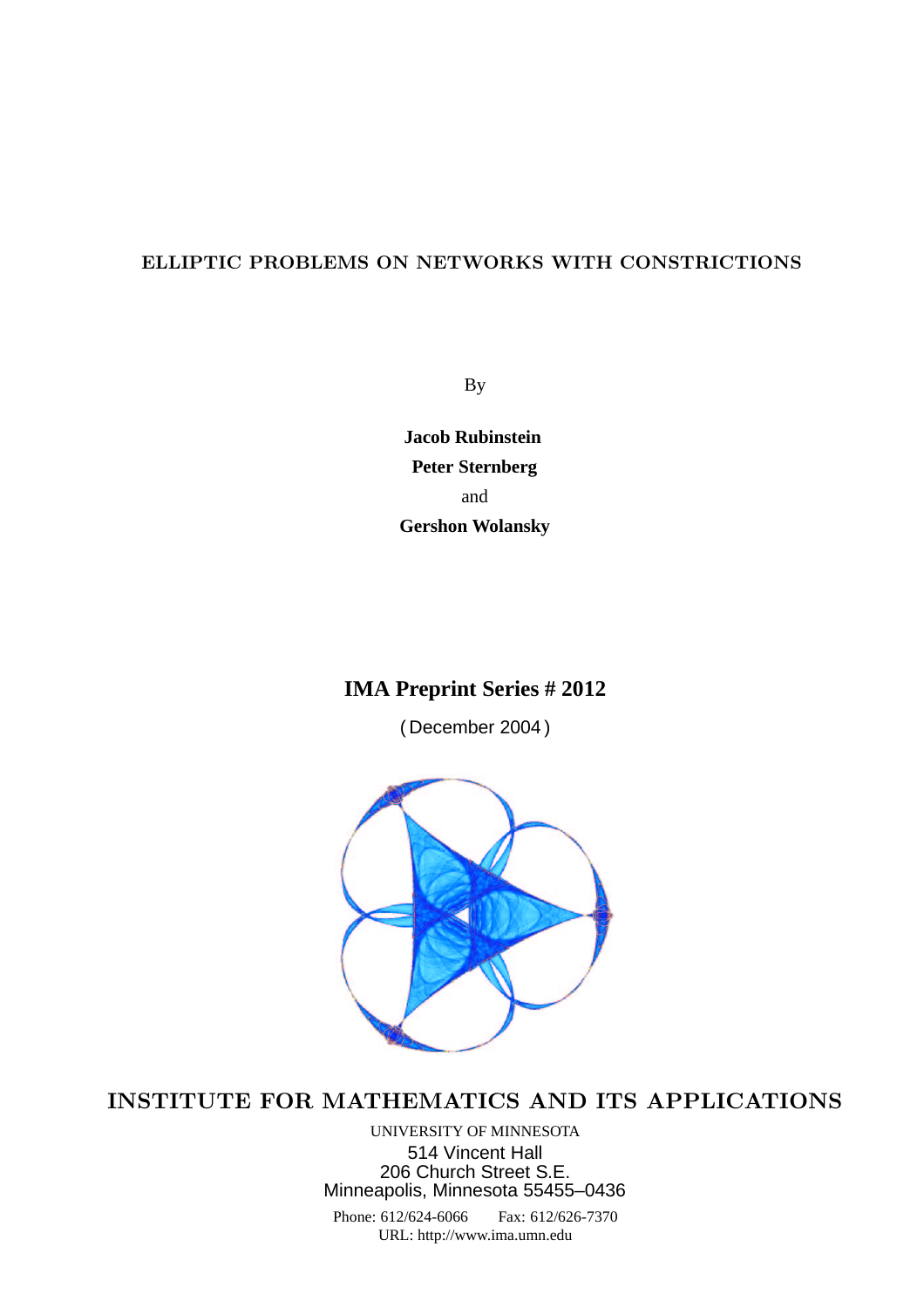# ELLIPTIC PROBLEMS ON NETWORKS WITH CONSTRICTIONS

By

**Jacob Rubinstein**

**Peter Sternberg**

and

**Gershon Wolansky**

## IMA Preprint Series # 2012

(December 2004)

## INSTITUTE FOR MATHEMATICS AND ITS APPLICATIONS

UNIVERSITY OF MINNESOTA
514 Vincent Hall
206 Church Street S.E.
Minneapolis, Minnesota 55455–0436

Phone: 612/624-6066 Fax: 612/626-7370
URL: http://www.ima.umn.edu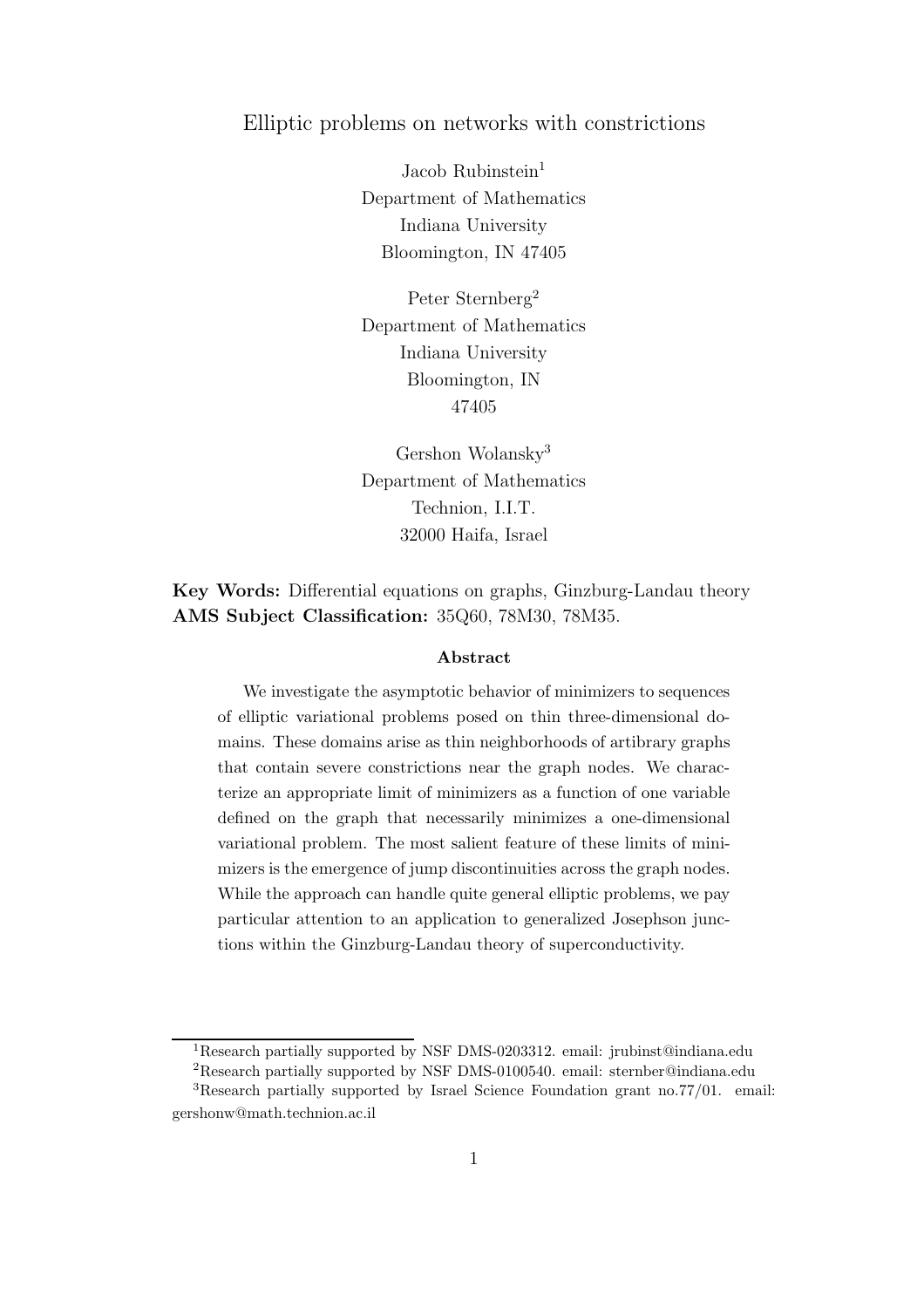# Elliptic problems on networks with constrictions

Jacob Rubinstein[1]
Department of Mathematics
Indiana University
Bloomington, IN 47405

Peter Sternberg[2]
Department of Mathematics
Indiana University
Bloomington, IN
47405

Gershon Wolansky[3]
Department of Mathematics
Technion, I.I.T.
32000 Haifa, Israel

**Key Words:** Differential equations on graphs, Ginzburg-Landau theory
**AMS Subject Classification:** 35Q60, 78M30, 78M35.

### Abstract

We investigate the asymptotic behavior of minimizers to sequences of elliptic variational problems posed on thin three-dimensional domains. These domains arise as thin neighborhoods of artibrary graphs that contain severe constrictions near the graph nodes. We characterize an appropriate limit of minimizers as a function of one variable defined on the graph that necessarily minimizes a one-dimensional variational problem. The most salient feature of these limits of minimizers is the emergence of jump discontinuities across the graph nodes. While the approach can handle quite general elliptic problems, we pay particular attention to an application to generalized Josephson junctions within the Ginzburg-Landau theory of superconductivity.

---

[1] Research partially supported by NSF DMS-0203312. email: jrubinst@indiana.edu

[2] Research partially supported by NSF DMS-0100540. email: sternber@indiana.edu

[3] Research partially supported by Israel Science Foundation grant no.77/01. email: gershonw@math.technion.ac.il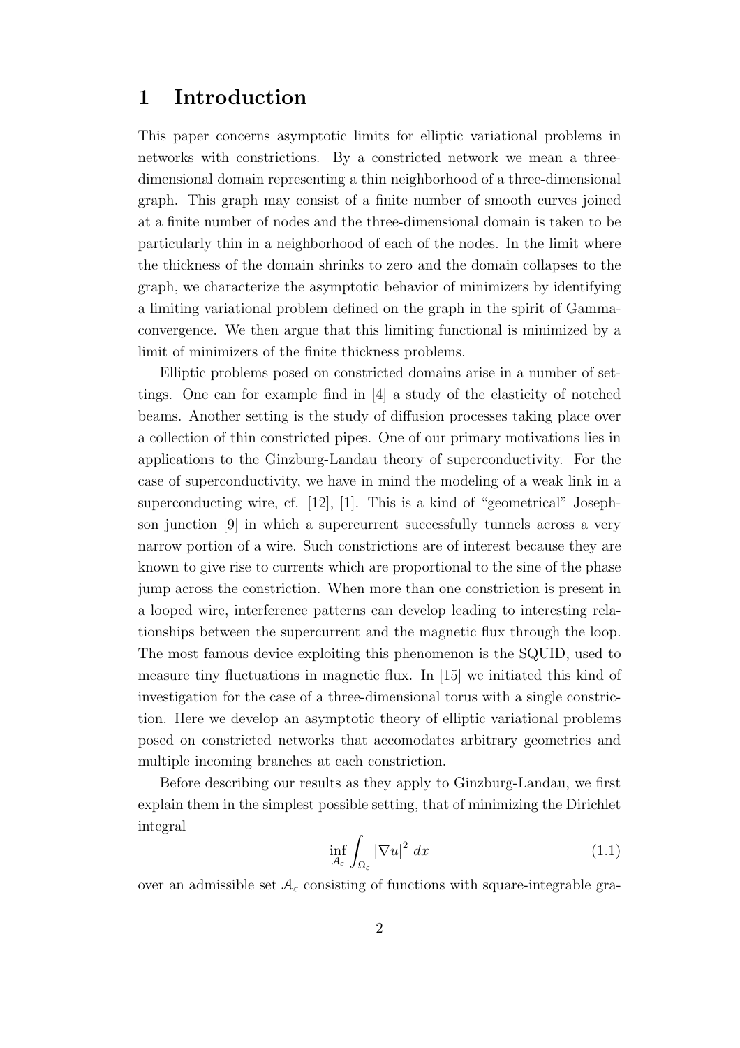# 1 Introduction

This paper concerns asymptotic limits for elliptic variational problems in networks with constrictions. By a constricted network we mean a three-dimensional domain representing a thin neighborhood of a three-dimensional graph. This graph may consist of a finite number of smooth curves joined at a finite number of nodes and the three-dimensional domain is taken to be particularly thin in a neighborhood of each of the nodes. In the limit where the thickness of the domain shrinks to zero and the domain collapses to the graph, we characterize the asymptotic behavior of minimizers by identifying a limiting variational problem defined on the graph in the spirit of Gamma-convergence. We then argue that this limiting functional is minimized by a limit of minimizers of the finite thickness problems.

Elliptic problems posed on constricted domains arise in a number of settings. One can for example find in [4] a study of the elasticity of notched beams. Another setting is the study of diffusion processes taking place over a collection of thin constricted pipes. One of our primary motivations lies in applications to the Ginzburg-Landau theory of superconductivity. For the case of superconductivity, we have in mind the modeling of a weak link in a superconducting wire, cf. [12], [1]. This is a kind of "geometrical" Josephson junction [9] in which a supercurrent successfully tunnels across a very narrow portion of a wire. Such constrictions are of interest because they are known to give rise to currents which are proportional to the sine of the phase jump across the constriction. When more than one constriction is present in a looped wire, interference patterns can develop leading to interesting relationships between the supercurrent and the magnetic flux through the loop. The most famous device exploiting this phenomenon is the SQUID, used to measure tiny fluctuations in magnetic flux. In [15] we initiated this kind of investigation for the case of a three-dimensional torus with a single constriction. Here we develop an asymptotic theory of elliptic variational problems posed on constricted networks that accomodates arbitrary geometries and multiple incoming branches at each constriction.

Before describing our results as they apply to Ginzburg-Landau, we first explain them in the simplest possible setting, that of minimizing the Dirichlet integral

$$\inf_{\mathcal{A}_\varepsilon} \int_{\Omega_\varepsilon} |\nabla u|^2 \, dx \tag{1.1}$$

over an admissible set $\mathcal{A}_\varepsilon$ consisting of functions with square-integrable gra-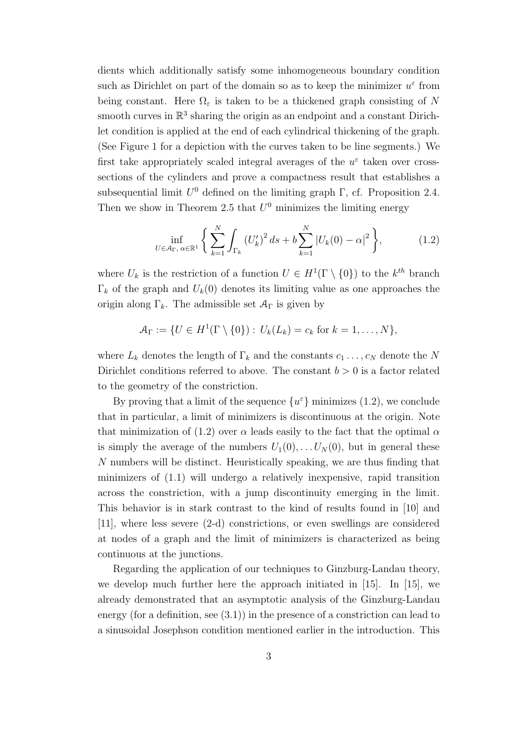dients which additionally satisfy some inhomogeneous boundary condition such as Dirichlet on part of the domain so as to keep the minimizer $u^\varepsilon$ from being constant. Here $\Omega_\varepsilon$ is taken to be a thickened graph consisting of $N$ smooth curves in $\mathbb{R}^3$ sharing the origin as an endpoint and a constant Dirichlet condition is applied at the end of each cylindrical thickening of the graph. (See Figure 1 for a depiction with the curves taken to be line segments.) We first take appropriately scaled integral averages of the $u^\varepsilon$ taken over cross-sections of the cylinders and prove a compactness result that establishes a subsequential limit $U^0$ defined on the limiting graph $\Gamma$, cf. Proposition 2.4. Then we show in Theorem 2.5 that $U^0$ minimizes the limiting energy

$$\inf_{U\in\mathcal{A}_\Gamma,\,\alpha\in\mathbb{R}^1}\bigg\{\sum_{k=1}^{N}\int_{\Gamma_k}(U_k')^2\,ds+b\sum_{k=1}^{N}|U_k(0)-\alpha|^2\bigg\},\tag{1.2}$$

where $U_k$ is the restriction of a function $U\in H^1(\Gamma\setminus\{0\})$ to the $k^{th}$ branch $\Gamma_k$ of the graph and $U_k(0)$ denotes its limiting value as one approaches the origin along $\Gamma_k$. The admissible set $\mathcal{A}_\Gamma$ is given by

$$\mathcal{A}_\Gamma:=\{U\in H^1(\Gamma\setminus\{0\}):\,U_k(L_k)=c_k\text{ for }k=1,\ldots,N\},$$

where $L_k$ denotes the length of $\Gamma_k$ and the constants $c_1\ldots,c_N$ denote the $N$ Dirichlet conditions referred to above. The constant $b>0$ is a factor related to the geometry of the constriction.

By proving that a limit of the sequence $\{u^\varepsilon\}$ minimizes (1.2), we conclude that in particular, a limit of minimizers is discontinuous at the origin. Note that minimization of (1.2) over $\alpha$ leads easily to the fact that the optimal $\alpha$ is simply the average of the numbers $U_1(0),\ldots U_N(0)$, but in general these $N$ numbers will be distinct. Heuristically speaking, we are thus finding that minimizers of (1.1) will undergo a relatively inexpensive, rapid transition across the constriction, with a jump discontinuity emerging in the limit. This behavior is in stark contrast to the kind of results found in [10] and [11], where less severe (2-d) constrictions, or even swellings are considered at nodes of a graph and the limit of minimizers is characterized as being continuous at the junctions.

Regarding the application of our techniques to Ginzburg-Landau theory, we develop much further here the approach initiated in [15]. In [15], we already demonstrated that an asymptotic analysis of the Ginzburg-Landau energy (for a definition, see (3.1)) in the presence of a constriction can lead to a sinusoidal Josephson condition mentioned earlier in the introduction. This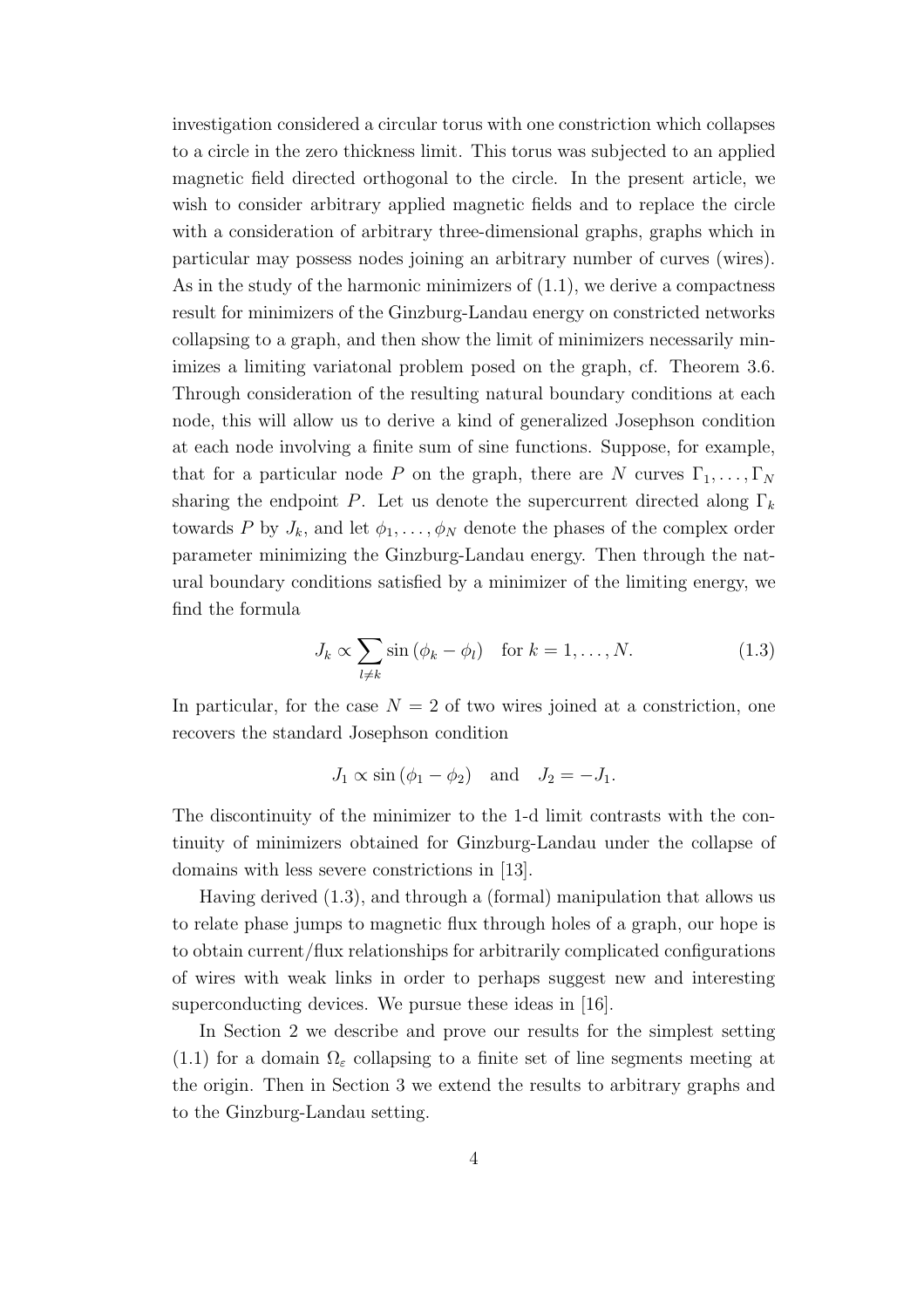investigation considered a circular torus with one constriction which collapses to a circle in the zero thickness limit. This torus was subjected to an applied magnetic field directed orthogonal to the circle. In the present article, we wish to consider arbitrary applied magnetic fields and to replace the circle with a consideration of arbitrary three-dimensional graphs, graphs which in particular may possess nodes joining an arbitrary number of curves (wires). As in the study of the harmonic minimizers of (1.1), we derive a compactness result for minimizers of the Ginzburg-Landau energy on constricted networks collapsing to a graph, and then show the limit of minimizers necessarily minimizes a limiting variatonal problem posed on the graph, cf. Theorem 3.6. Through consideration of the resulting natural boundary conditions at each node, this will allow us to derive a kind of generalized Josephson condition at each node involving a finite sum of sine functions. Suppose, for example, that for a particular node $P$ on the graph, there are $N$ curves $\Gamma_1, \ldots, \Gamma_N$ sharing the endpoint $P$. Let us denote the supercurrent directed along $\Gamma_k$ towards $P$ by $J_k$, and let $\phi_1, \ldots, \phi_N$ denote the phases of the complex order parameter minimizing the Ginzburg-Landau energy. Then through the natural boundary conditions satisfied by a minimizer of the limiting energy, we find the formula

$$J_k \propto \sum_{l \neq k} \sin(\phi_k - \phi_l) \quad \text{for } k = 1, \ldots, N. \tag{1.3}$$

In particular, for the case $N = 2$ of two wires joined at a constriction, one recovers the standard Josephson condition

$$J_1 \propto \sin(\phi_1 - \phi_2) \quad \text{and} \quad J_2 = -J_1.$$

The discontinuity of the minimizer to the 1-d limit contrasts with the continuity of minimizers obtained for Ginzburg-Landau under the collapse of domains with less severe constrictions in [13].

Having derived (1.3), and through a (formal) manipulation that allows us to relate phase jumps to magnetic flux through holes of a graph, our hope is to obtain current/flux relationships for arbitrarily complicated configurations of wires with weak links in order to perhaps suggest new and interesting superconducting devices. We pursue these ideas in [16].

In Section 2 we describe and prove our results for the simplest setting (1.1) for a domain $\Omega_\varepsilon$ collapsing to a finite set of line segments meeting at the origin. Then in Section 3 we extend the results to arbitrary graphs and to the Ginzburg-Landau setting.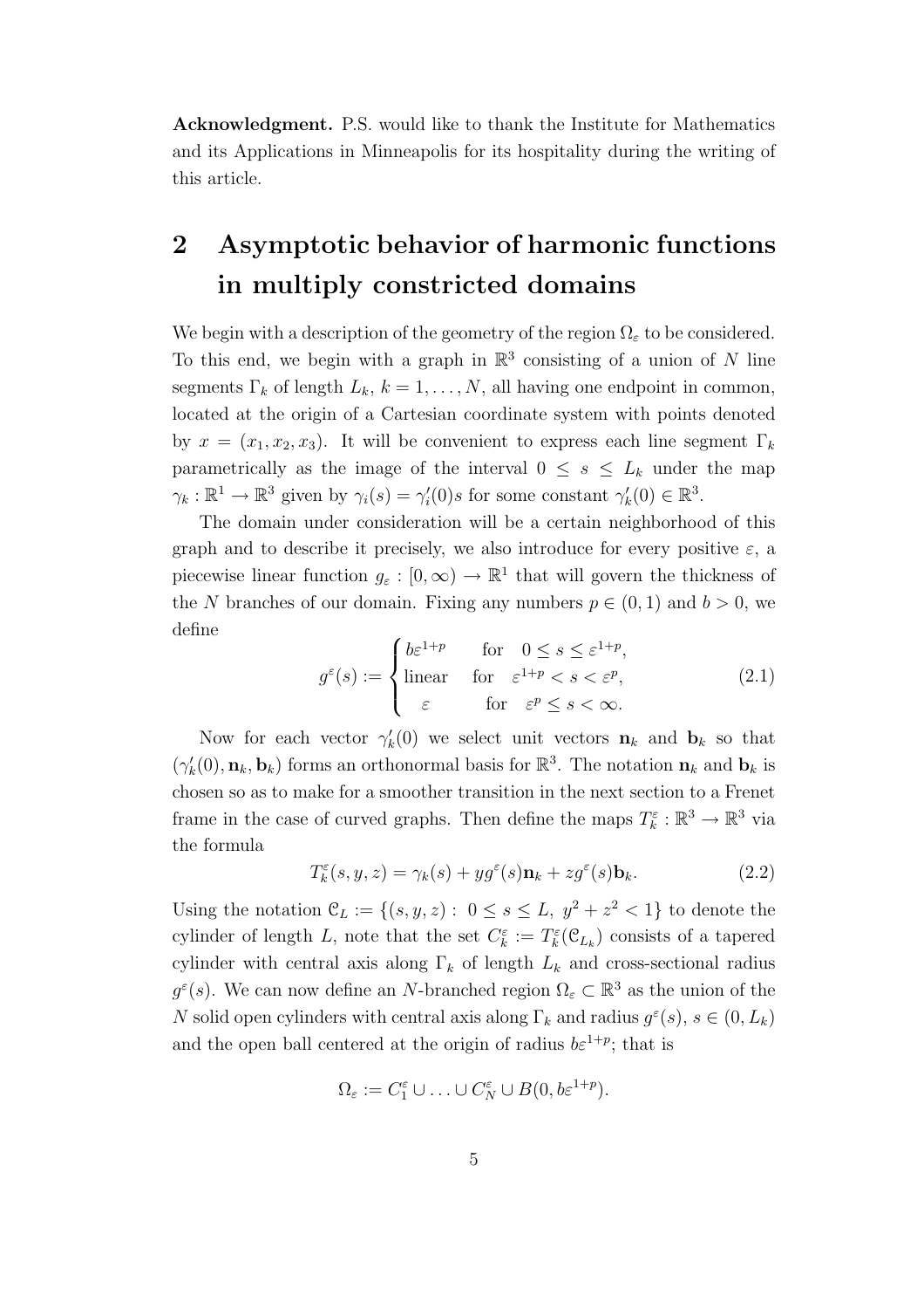**Acknowledgment.** P.S. would like to thank the Institute for Mathematics and its Applications in Minneapolis for its hospitality during the writing of this article.

# 2 Asymptotic behavior of harmonic functions in multiply constricted domains

We begin with a description of the geometry of the region $\Omega_\varepsilon$ to be considered. To this end, we begin with a graph in $\mathbb{R}^3$ consisting of a union of $N$ line segments $\Gamma_k$ of length $L_k$, $k = 1, \ldots, N$, all having one endpoint in common, located at the origin of a Cartesian coordinate system with points denoted by $x = (x_1, x_2, x_3)$. It will be convenient to express each line segment $\Gamma_k$ parametrically as the image of the interval $0 \leq s \leq L_k$ under the map $\gamma_k : \mathbb{R}^1 \to \mathbb{R}^3$ given by $\gamma_i(s) = \gamma_i'(0)s$ for some constant $\gamma_k'(0) \in \mathbb{R}^3$.

The domain under consideration will be a certain neighborhood of this graph and to describe it precisely, we also introduce for every positive $\varepsilon$, a piecewise linear function $g_\varepsilon : [0, \infty) \to \mathbb{R}^1$ that will govern the thickness of the $N$ branches of our domain. Fixing any numbers $p \in (0, 1)$ and $b > 0$, we define

$$g^\varepsilon(s) := \begin{cases} b\varepsilon^{1+p} & \text{for} \quad 0 \leq s \leq \varepsilon^{1+p}, \\ \text{linear} & \text{for} \quad \varepsilon^{1+p} < s < \varepsilon^p, \\ \varepsilon & \text{for} \quad \varepsilon^p \leq s < \infty. \end{cases} \tag{2.1}$$

Now for each vector $\gamma_k'(0)$ we select unit vectors $\mathbf{n}_k$ and $\mathbf{b}_k$ so that $(\gamma_k'(0), \mathbf{n}_k, \mathbf{b}_k)$ forms an orthonormal basis for $\mathbb{R}^3$. The notation $\mathbf{n}_k$ and $\mathbf{b}_k$ is chosen so as to make for a smoother transition in the next section to a Frenet frame in the case of curved graphs. Then define the maps $T_k^\varepsilon : \mathbb{R}^3 \to \mathbb{R}^3$ via the formula

$$T_k^\varepsilon(s, y, z) = \gamma_k(s) + yg^\varepsilon(s)\mathbf{n}_k + zg^\varepsilon(s)\mathbf{b}_k. \tag{2.2}$$

Using the notation $\mathcal{C}_L := \{(s, y, z) : \ 0 \leq s \leq L, \ y^2 + z^2 < 1\}$ to denote the cylinder of length $L$, note that the set $C_k^\varepsilon := T_k^\varepsilon(\mathcal{C}_{L_k})$ consists of a tapered cylinder with central axis along $\Gamma_k$ of length $L_k$ and cross-sectional radius $g^\varepsilon(s)$. We can now define an $N$-branched region $\Omega_\varepsilon \subset \mathbb{R}^3$ as the union of the $N$ solid open cylinders with central axis along $\Gamma_k$ and radius $g^\varepsilon(s)$, $s \in (0, L_k)$ and the open ball centered at the origin of radius $b\varepsilon^{1+p}$; that is

$$\Omega_\varepsilon := C_1^\varepsilon \cup \ldots \cup C_N^\varepsilon \cup B(0, b\varepsilon^{1+p}).$$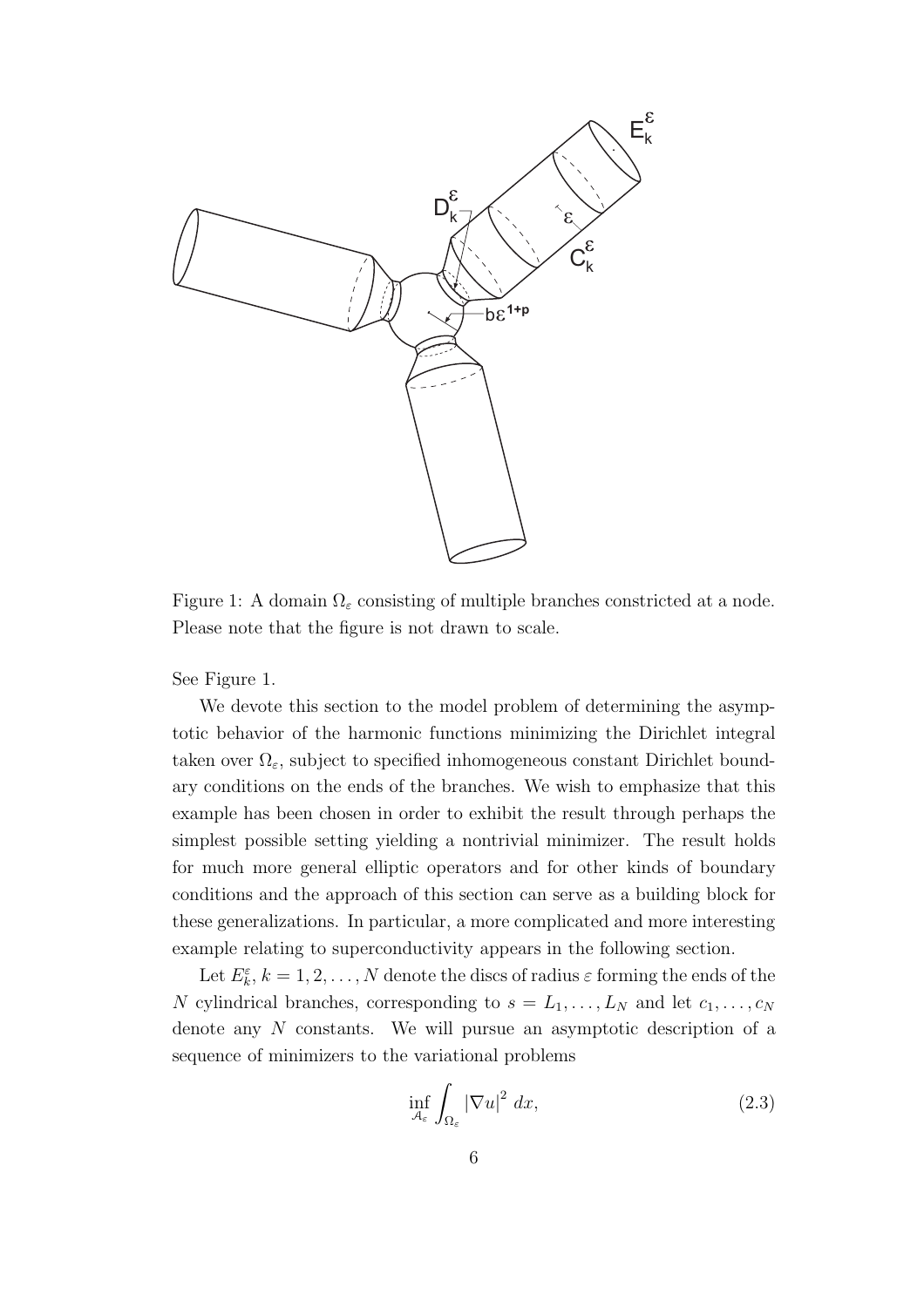Figure 1: A domain $\Omega_\varepsilon$ consisting of multiple branches constricted at a node. Please note that the figure is not drawn to scale.

See Figure 1.

We devote this section to the model problem of determining the asymptotic behavior of the harmonic functions minimizing the Dirichlet integral taken over $\Omega_\varepsilon$, subject to specified inhomogeneous constant Dirichlet boundary conditions on the ends of the branches. We wish to emphasize that this example has been chosen in order to exhibit the result through perhaps the simplest possible setting yielding a nontrivial minimizer. The result holds for much more general elliptic operators and for other kinds of boundary conditions and the approach of this section can serve as a building block for these generalizations. In particular, a more complicated and more interesting example relating to superconductivity appears in the following section.

Let $E_k^\varepsilon$, $k = 1, 2, \ldots, N$ denote the discs of radius $\varepsilon$ forming the ends of the $N$ cylindrical branches, corresponding to $s = L_1, \ldots, L_N$ and let $c_1, \ldots, c_N$ denote any $N$ constants. We will pursue an asymptotic description of a sequence of minimizers to the variational problems

$$\inf_{\mathcal{A}_\varepsilon} \int_{\Omega_\varepsilon} |\nabla u|^2 \, dx, \tag{2.3}$$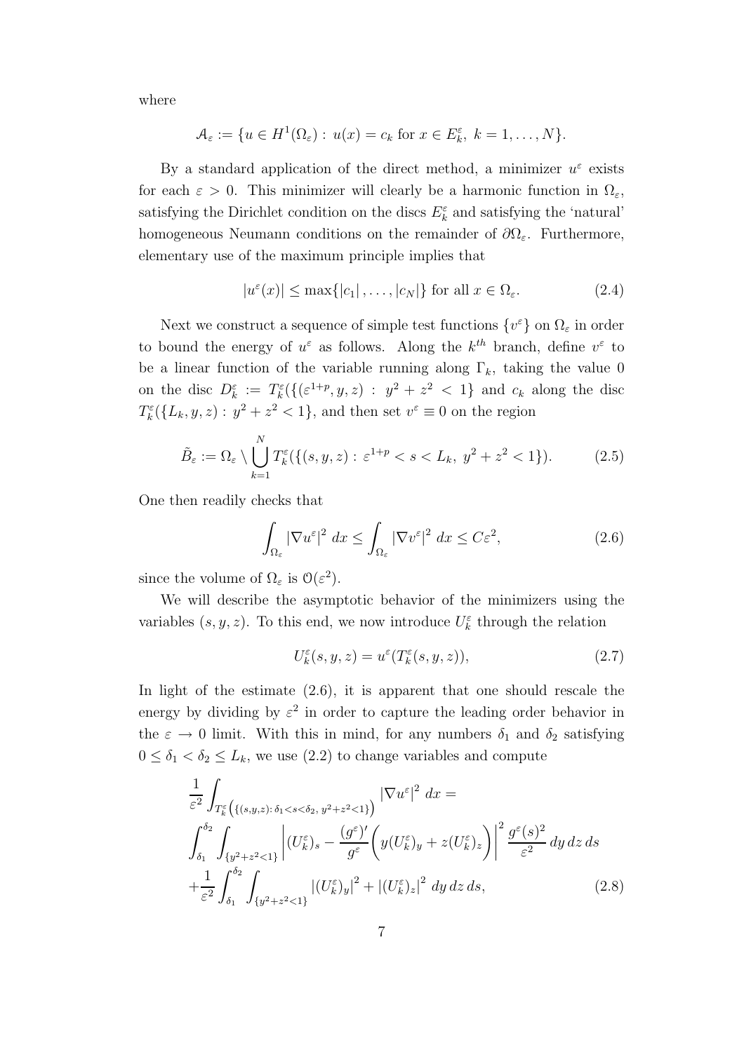where

$$\mathcal{A}_\varepsilon := \{u \in H^1(\Omega_\varepsilon) : \, u(x) = c_k \text{ for } x \in E^\varepsilon_k, \; k = 1, \ldots, N\}.$$

By a standard application of the direct method, a minimizer $u^\varepsilon$ exists for each $\varepsilon > 0$. This minimizer will clearly be a harmonic function in $\Omega_\varepsilon$, satisfying the Dirichlet condition on the discs $E^\varepsilon_k$ and satisfying the 'natural' homogeneous Neumann conditions on the remainder of $\partial\Omega_\varepsilon$. Furthermore, elementary use of the maximum principle implies that

$$|u^\varepsilon(x)| \leq \max\{|c_1|, \ldots, |c_N|\} \text{ for all } x \in \Omega_\varepsilon. \tag{2.4}$$

Next we construct a sequence of simple test functions $\{v^\varepsilon\}$ on $\Omega_\varepsilon$ in order to bound the energy of $u^\varepsilon$ as follows. Along the $k^{th}$ branch, define $v^\varepsilon$ to be a linear function of the variable running along $\Gamma_k$, taking the value 0 on the disc $D^\varepsilon_k := T^\varepsilon_k(\{(\varepsilon^{1+p}, y, z) \,:\, y^2 + z^2 < 1\}$ and $c_k$ along the disc $T^\varepsilon_k(\{L_k, y, z) : \, y^2 + z^2 < 1\}$, and then set $v^\varepsilon \equiv 0$ on the region

$$\tilde{B}_\varepsilon := \Omega_\varepsilon \setminus \bigcup_{k=1}^{N} T^\varepsilon_k(\{(s, y, z) : \, \varepsilon^{1+p} < s < L_k, \; y^2 + z^2 < 1\}). \tag{2.5}$$

One then readily checks that

$$\int_{\Omega_\varepsilon} |\nabla u^\varepsilon|^2 \, dx \leq \int_{\Omega_\varepsilon} |\nabla v^\varepsilon|^2 \, dx \leq C\varepsilon^2, \tag{2.6}$$

since the volume of $\Omega_\varepsilon$ is $\mathcal{O}(\varepsilon^2)$.

We will describe the asymptotic behavior of the minimizers using the variables $(s, y, z)$. To this end, we now introduce $U^\varepsilon_k$ through the relation

$$U^\varepsilon_k(s, y, z) = u^\varepsilon(T^\varepsilon_k(s, y, z)), \tag{2.7}$$

In light of the estimate (2.6), it is apparent that one should rescale the energy by dividing by $\varepsilon^2$ in order to capture the leading order behavior in the $\varepsilon \to 0$ limit. With this in mind, for any numbers $\delta_1$ and $\delta_2$ satisfying $0 \leq \delta_1 < \delta_2 \leq L_k$, we use (2.2) to change variables and compute

$$\begin{aligned}
&\frac{1}{\varepsilon^2} \int_{T^\varepsilon_k\left(\{(s,y,z) :\, \delta_1 < s < \delta_2, \; y^2+z^2<1\}\right)} |\nabla u^\varepsilon|^2 \, dx = \\
&\int_{\delta_1}^{\delta_2} \int_{\{y^2+z^2<1\}} \left| (U^\varepsilon_k)_s - \frac{(g^\varepsilon)'}{g^\varepsilon} \bigg( y (U^\varepsilon_k)_y + z (U^\varepsilon_k)_z \bigg) \right|^2 \frac{g^\varepsilon(s)^2}{\varepsilon^2} \, dy \, dz \, ds \\
&+ \frac{1}{\varepsilon^2} \int_{\delta_1}^{\delta_2} \int_{\{y^2+z^2<1\}} |(U^\varepsilon_k)_y|^2 + |(U^\varepsilon_k)_z|^2 \, dy \, dz \, ds,
\end{aligned} \tag{2.8}$$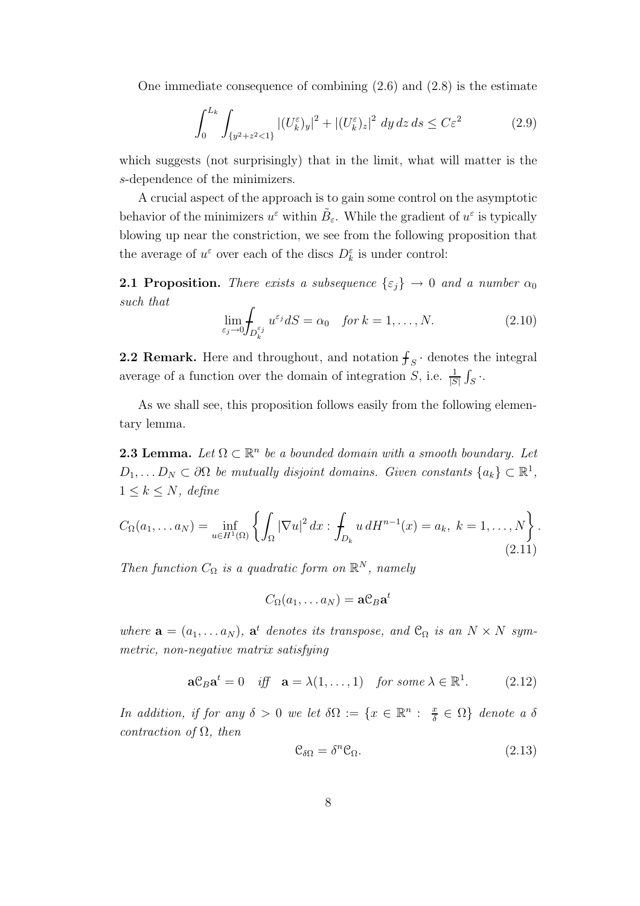One immediate consequence of combining (2.6) and (2.8) is the estimate

$$\int_0^{L_k} \int_{\{y^2+z^2<1\}} |(U_k^\varepsilon)_y|^2 + |(U_k^\varepsilon)_z|^2 \, dy\, dz\, ds \leq C\varepsilon^2 \tag{2.9}$$

which suggests (not surprisingly) that in the limit, what will matter is the $s$-dependence of the minimizers.

A crucial aspect of the approach is to gain some control on the asymptotic behavior of the minimizers $u^\varepsilon$ within $\tilde{B}_\varepsilon$. While the gradient of $u^\varepsilon$ is typically blowing up near the constriction, we see from the following proposition that the average of $u^\varepsilon$ over each of the discs $D_k^\varepsilon$ is under control:

**2.1 Proposition.** *There exists a subsequence $\{\varepsilon_j\} \to 0$ and a number $\alpha_0$ such that*

$$\lim_{\varepsilon_j \to 0} \fint_{D_k^{\varepsilon_j}} u^{\varepsilon_j} dS = \alpha_0 \quad \text{for } k = 1, \ldots, N. \tag{2.10}$$

**2.2 Remark.** Here and throughout, and notation $\fint_S \cdot$ denotes the integral average of a function over the domain of integration $S$, i.e. $\frac{1}{|S|}\int_S \cdot$.

As we shall see, this proposition follows easily from the following elementary lemma.

**2.3 Lemma.** *Let $\Omega \subset \mathbb{R}^n$ be a bounded domain with a smooth boundary. Let $D_1, \ldots D_N \subset \partial\Omega$ be mutually disjoint domains. Given constants $\{a_k\} \subset \mathbb{R}^1$, $1 \leq k \leq N$, define*

$$C_\Omega(a_1, \ldots a_N) = \inf_{u \in H^1(\Omega)} \left\{ \int_\Omega |\nabla u|^2 \, dx : \fint_{D_k} u \, dH^{n-1}(x) = a_k, \ k = 1, \ldots, N \right\}. \tag{2.11}$$

*Then function $C_\Omega$ is a quadratic form on $\mathbb{R}^N$, namely*

$$C_\Omega(a_1, \ldots a_N) = \mathbf{a}\mathcal{C}_B\mathbf{a}^t$$

*where $\mathbf{a} = (a_1, \ldots a_N)$, $\mathbf{a}^t$ denotes its transpose, and $\mathcal{C}_\Omega$ is an $N \times N$ symmetric, non-negative matrix satisfying*

$$\mathbf{a}\mathcal{C}_B\mathbf{a}^t = 0 \quad \text{iff} \quad \mathbf{a} = \lambda(1, \ldots, 1) \quad \text{for some } \lambda \in \mathbb{R}^1. \tag{2.12}$$

*In addition, if for any $\delta > 0$ we let $\delta\Omega := \{x \in \mathbb{R}^n : \frac{x}{\delta} \in \Omega\}$ denote a $\delta$ contraction of $\Omega$, then*

$$\mathcal{C}_{\delta\Omega} = \delta^n \mathcal{C}_\Omega. \tag{2.13}$$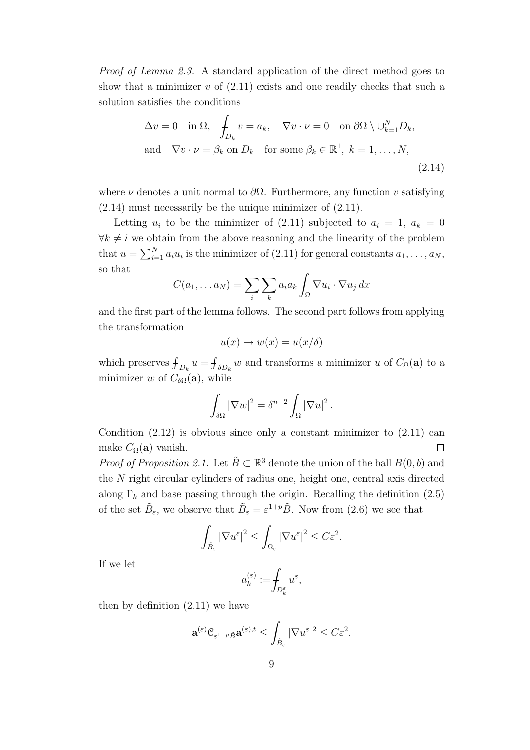*Proof of Lemma 2.3.* A standard application of the direct method goes to show that a minimizer $v$ of (2.11) exists and one readily checks that such a solution satisfies the conditions

$$
\begin{aligned}
&\Delta v = 0 \quad \text{in } \Omega, \quad \fint_{D_k} v = a_k, \quad \nabla v \cdot \nu = 0 \quad \text{on } \partial\Omega \setminus \cup_{k=1}^N D_k, \\
&\text{and} \quad \nabla v \cdot \nu = \beta_k \text{ on } D_k \quad \text{for some } \beta_k \in \mathbb{R}^1,\ k = 1, \ldots, N,
\end{aligned}
\tag{2.14}
$$

where $\nu$ denotes a unit normal to $\partial\Omega$. Furthermore, any function $v$ satisfying (2.14) must necessarily be the unique minimizer of (2.11).

Letting $u_i$ to be the minimizer of (2.11) subjected to $a_i = 1$, $a_k = 0$ $\forall k \neq i$ we obtain from the above reasoning and the linearity of the problem that $u = \sum_{i=1}^N a_i u_i$ is the minimizer of (2.11) for general constants $a_1, \ldots, a_N$, so that

$$
C(a_1, \ldots a_N) = \sum_i \sum_k a_i a_k \int_\Omega \nabla u_i \cdot \nabla u_j \, dx
$$

and the first part of the lemma follows. The second part follows from applying the transformation

$$
u(x) \to w(x) = u(x/\delta)
$$

which preserves $\fint_{D_k} u = \fint_{\delta D_k} w$ and transforms a minimizer $u$ of $C_\Omega(\mathbf{a})$ to a minimizer $w$ of $C_{\delta\Omega}(\mathbf{a})$, while

$$
\int_{\delta\Omega} |\nabla w|^2 = \delta^{n-2} \int_\Omega |\nabla u|^2 .
$$

Condition (2.12) is obvious since only a constant minimizer to (2.11) can make $C_\Omega(\mathbf{a})$ vanish. $\square$

*Proof of Proposition 2.1.* Let $\tilde{B} \subset \mathbb{R}^3$ denote the union of the ball $B(0,b)$ and the $N$ right circular cylinders of radius one, height one, central axis directed along $\Gamma_k$ and base passing through the origin. Recalling the definition (2.5) of the set $\tilde{B}_\varepsilon$, we observe that $\tilde{B}_\varepsilon = \varepsilon^{1+p}\tilde{B}$. Now from (2.6) we see that

$$
\int_{\tilde{B}_\varepsilon} |\nabla u^\varepsilon|^2 \leq \int_{\Omega_\varepsilon} |\nabla u^\varepsilon|^2 \leq C\varepsilon^2.
$$

If we let

$$
a_k^{(\varepsilon)} := \fint_{D_k^\varepsilon} u^\varepsilon,
$$

then by definition (2.11) we have

$$
\mathbf{a}^{(\varepsilon)} \mathcal{C}_{\varepsilon^{1+p}\tilde{B}} \mathbf{a}^{(\varepsilon),t} \leq \int_{\tilde{B}_\varepsilon} |\nabla u^\varepsilon|^2 \leq C\varepsilon^2.
$$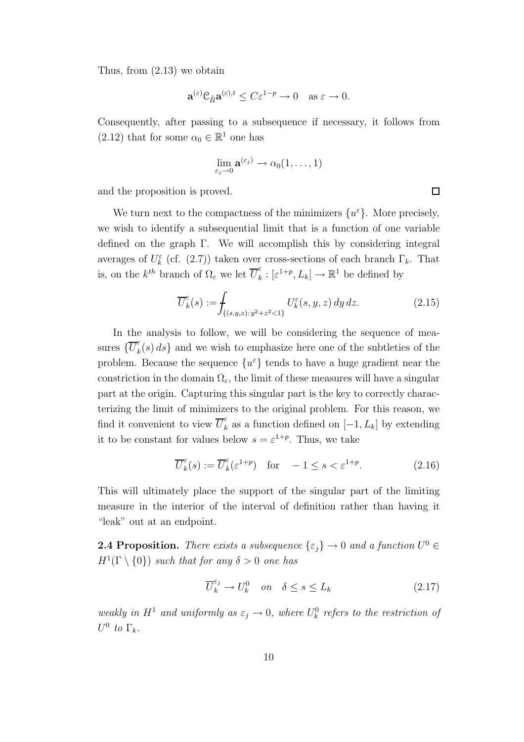Thus, from (2.13) we obtain

$$\mathbf{a}^{(\varepsilon)}\mathcal{C}_{\tilde{B}}\mathbf{a}^{(\varepsilon),t} \leq C\varepsilon^{1-p} \to 0 \quad \text{as } \varepsilon \to 0.$$

Consequently, after passing to a subsequence if necessary, it follows from (2.12) that for some $\alpha_0 \in \mathbb{R}^1$ one has

$$\lim_{\varepsilon_j \to 0} \mathbf{a}^{(\varepsilon_j)} \to \alpha_0(1, \ldots, 1)$$

and the proposition is proved. □

We turn next to the compactness of the minimizers $\{u^\varepsilon\}$. More precisely, we wish to identify a subsequential limit that is a function of one variable defined on the graph $\Gamma$. We will accomplish this by considering integral averages of $U_k^\varepsilon$ (cf. (2.7)) taken over cross-sections of each branch $\Gamma_k$. That is, on the $k^{th}$ branch of $\Omega_\varepsilon$ we let $\overline{U}_k^\varepsilon : [\varepsilon^{1+p}, L_k] \to \mathbb{R}^1$ be defined by

$$\overline{U}_k^\varepsilon(s) := \fint_{\{(s,y,z):\, y^2+z^2<1\}} U_k^\varepsilon(s,y,z)\, dy\, dz. \tag{2.15}$$

In the analysis to follow, we will be considering the sequence of measures $\{\overline{U}_k^\varepsilon(s)\, ds\}$ and we wish to emphasize here one of the subtleties of the problem. Because the sequence $\{u^\varepsilon\}$ tends to have a huge gradient near the constriction in the domain $\Omega_\varepsilon$, the limit of these measures will have a singular part at the origin. Capturing this singular part is the key to correctly characterizing the limit of minimizers to the original problem. For this reason, we find it convenient to view $\overline{U}_k^\varepsilon$ as a function defined on $[-1, L_k]$ by extending it to be constant for values below $s = \varepsilon^{1+p}$. Thus, we take

$$\overline{U}_k^\varepsilon(s) := \overline{U}_k^\varepsilon(\varepsilon^{1+p}) \quad \text{for} \quad -1 \leq s < \varepsilon^{1+p}. \tag{2.16}$$

This will ultimately place the support of the singular part of the limiting measure in the interior of the interval of definition rather than having it "leak" out at an endpoint.

**2.4 Proposition.** *There exists a subsequence $\{\varepsilon_j\} \to 0$ and a function $U^0 \in H^1(\Gamma \setminus \{0\})$ such that for any $\delta > 0$ one has*

$$\overline{U}_k^{\varepsilon_j} \to U_k^0 \quad on \quad \delta \leq s \leq L_k \tag{2.17}$$

*weakly in $H^1$ and uniformly as $\varepsilon_j \to 0$, where $U_k^0$ refers to the restriction of $U^0$ to $\Gamma_k$.*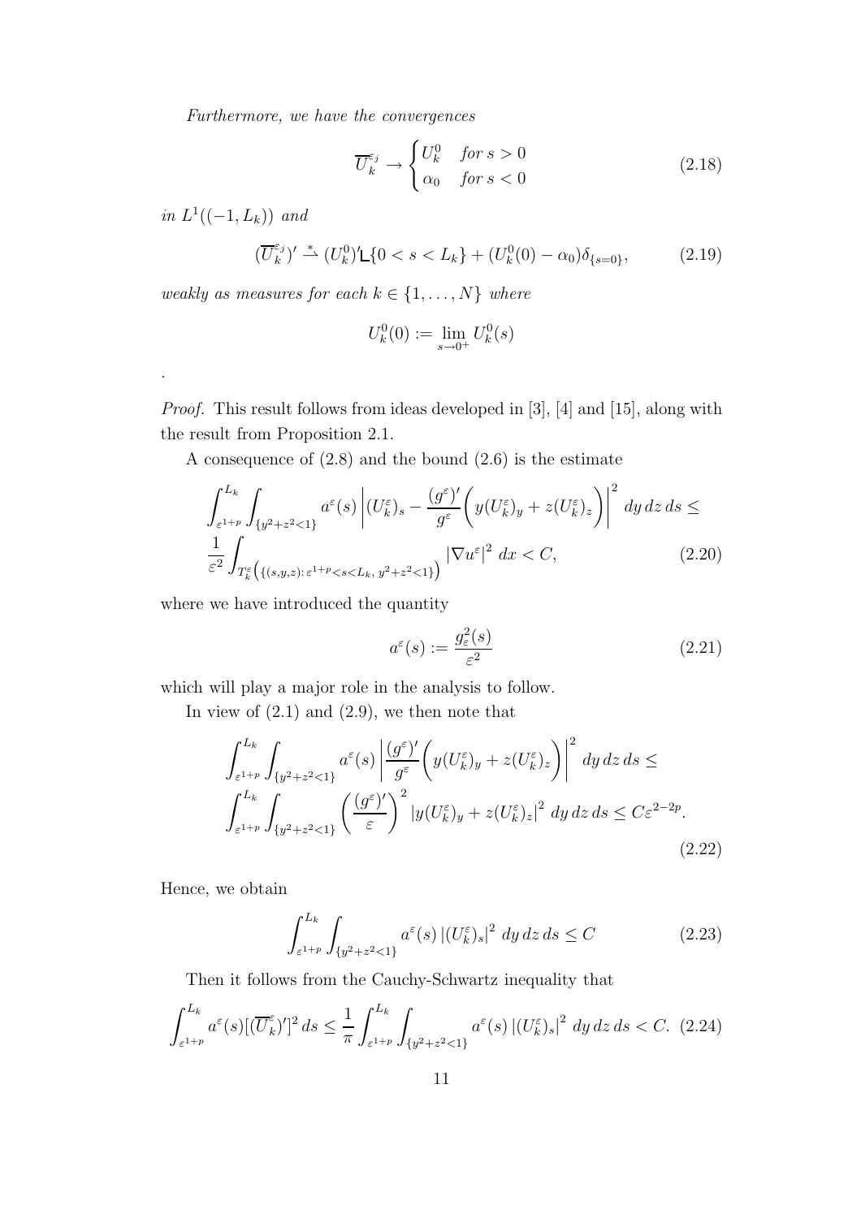*Furthermore, we have the convergences*

$$\overline{U}_k^{\varepsilon_j} \to \begin{cases} U_k^0 & \text{for } s > 0 \\ \alpha_0 & \text{for } s < 0 \end{cases} \tag{2.18}$$

*in* $L^1((-1, L_k))$ *and*

$$(\overline{U}_k^{\varepsilon_j})' \overset{*}{\rightharpoonup} (U_k^0)' \llcorner \{0 < s < L_k\} + (U_k^0(0) - \alpha_0)\delta_{\{s=0\}}, \tag{2.19}$$

*weakly as measures for each* $k \in \{1, \ldots, N\}$ *where*

$$U_k^0(0) := \lim_{s \to 0^+} U_k^0(s)$$

.

*Proof.* This result follows from ideas developed in [3], [4] and [15], along with the result from Proposition 2.1.

A consequence of (2.8) and the bound (2.6) is the estimate

$$\int_{\varepsilon^{1+p}}^{L_k} \int_{\{y^2+z^2<1\}} a^\varepsilon(s) \left| (U_k^\varepsilon)_s - \frac{(g^\varepsilon)'}{g^\varepsilon} \bigg( y(U_k^\varepsilon)_y + z(U_k^\varepsilon)_z \bigg) \right|^2 dy\, dz\, ds \le \frac{1}{\varepsilon^2} \int_{T_k^\varepsilon\left(\{(s,y,z):\, \varepsilon^{1+p} < s < L_k,\; y^2+z^2<1\}\right)} |\nabla u^\varepsilon|^2 \, dx < C, \tag{2.20}$$

where we have introduced the quantity

$$a^\varepsilon(s) := \frac{g_\varepsilon^2(s)}{\varepsilon^2} \tag{2.21}$$

which will play a major role in the analysis to follow.

In view of (2.1) and (2.9), we then note that

$$\int_{\varepsilon^{1+p}}^{L_k} \int_{\{y^2+z^2<1\}} a^\varepsilon(s) \left| \frac{(g^\varepsilon)'}{g^\varepsilon} \bigg( y(U_k^\varepsilon)_y + z(U_k^\varepsilon)_z \bigg) \right|^2 dy\, dz\, ds \le \int_{\varepsilon^{1+p}}^{L_k} \int_{\{y^2+z^2<1\}} \left( \frac{(g^\varepsilon)'}{\varepsilon} \right)^2 \left| y(U_k^\varepsilon)_y + z(U_k^\varepsilon)_z \right|^2 dy\, dz\, ds \le C\varepsilon^{2-2p}. \tag{2.22}$$

Hence, we obtain

$$\int_{\varepsilon^{1+p}}^{L_k} \int_{\{y^2+z^2<1\}} a^\varepsilon(s) \left| (U_k^\varepsilon)_s \right|^2 dy\, dz\, ds \le C \tag{2.23}$$

Then it follows from the Cauchy-Schwartz inequality that

$$\int_{\varepsilon^{1+p}}^{L_k} a^\varepsilon(s) [(\overline{U}_k^\varepsilon)']^2 \, ds \le \frac{1}{\pi} \int_{\varepsilon^{1+p}}^{L_k} \int_{\{y^2+z^2<1\}} a^\varepsilon(s) \left| (U_k^\varepsilon)_s \right|^2 dy\, dz\, ds < C. \tag{2.24}$$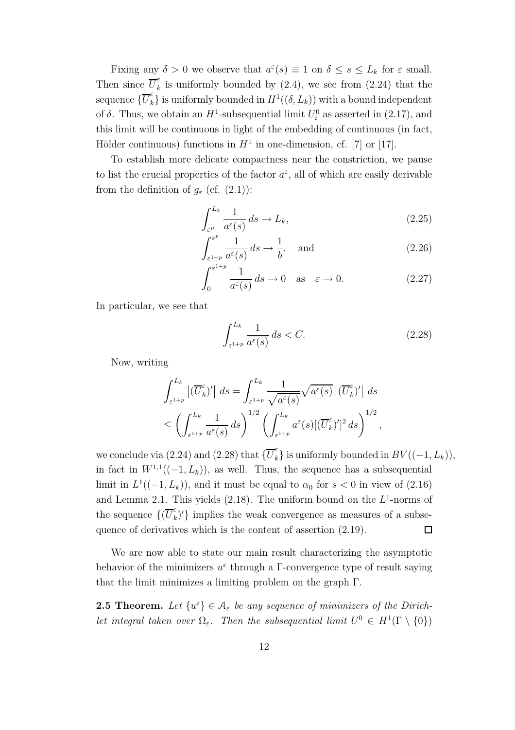Fixing any $\delta > 0$ we observe that $a^\varepsilon(s) \equiv 1$ on $\delta \le s \le L_k$ for $\varepsilon$ small. Then since $\overline{U}_k^\varepsilon$ is uniformly bounded by (2.4), we see from (2.24) that the sequence $\{\overline{U}_k^\varepsilon\}$ is uniformly bounded in $H^1((\delta, L_k))$ with a bound independent of $\delta$. Thus, we obtain an $H^1$-subsequential limit $U_i^0$ as asserted in (2.17), and this limit will be continuous in light of the embedding of continuous (in fact, Hölder continuous) functions in $H^1$ in one-dimension, cf. [7] or [17].

To establish more delicate compactness near the constriction, we pause to list the crucial properties of the factor $a^\varepsilon$, all of which are easily derivable from the definition of $g_\varepsilon$ (cf. (2.1)):

$$\int_{\varepsilon^p}^{L_k} \frac{1}{a^\varepsilon(s)}\, ds \to L_k, \tag{2.25}$$

$$\int_{\varepsilon^{1+p}}^{\varepsilon^p} \frac{1}{a^\varepsilon(s)}\, ds \to \frac{1}{b}, \quad \text{and} \tag{2.26}$$

$$\int_0^{\varepsilon^{1+p}} \frac{1}{a^\varepsilon(s)}\, ds \to 0 \quad \text{as} \quad \varepsilon \to 0. \tag{2.27}$$

In particular, we see that

$$\int_{\varepsilon^{1+p}}^{L_k} \frac{1}{a^\varepsilon(s)}\, ds < C. \tag{2.28}$$

Now, writing

$$\int_{\varepsilon^{1+p}}^{L_k} \left|(\overline{U}_k^\varepsilon)'\right|\, ds = \int_{\varepsilon^{1+p}}^{L_k} \frac{1}{\sqrt{a^\varepsilon(s)}} \sqrt{a^\varepsilon(s)} \left|(\overline{U}_k^\varepsilon)'\right|\, ds$$
$$\le \left(\int_{\varepsilon^{1+p}}^{L_k} \frac{1}{a^\varepsilon(s)}\, ds\right)^{1/2} \left(\int_{\varepsilon^{1+p}}^{L_k} a^\varepsilon(s) [(\overline{U}_k^\varepsilon)']^2\, ds\right)^{1/2},$$

we conclude via (2.24) and (2.28) that $\{\overline{U}_k^\varepsilon\}$ is uniformly bounded in $BV((-1, L_k))$, in fact in $W^{1,1}((-1, L_k))$, as well. Thus, the sequence has a subsequential limit in $L^1((-1, L_k))$, and it must be equal to $\alpha_0$ for $s < 0$ in view of (2.16) and Lemma 2.1. This yields (2.18). The uniform bound on the $L^1$-norms of the sequence $\{(\overline{U}_k^\varepsilon)'\}$ implies the weak convergence as measures of a subsequence of derivatives which is the content of assertion (2.19). $\square$

We are now able to state our main result characterizing the asymptotic behavior of the minimizers $u^\varepsilon$ through a $\Gamma$-convergence type of result saying that the limit minimizes a limiting problem on the graph $\Gamma$.

**2.5 Theorem.** *Let $\{u^\varepsilon\} \in \mathcal{A}_\varepsilon$ be any sequence of minimizers of the Dirichlet integral taken over $\Omega_\varepsilon$. Then the subsequential limit $U^0 \in H^1(\Gamma \setminus \{0\})$*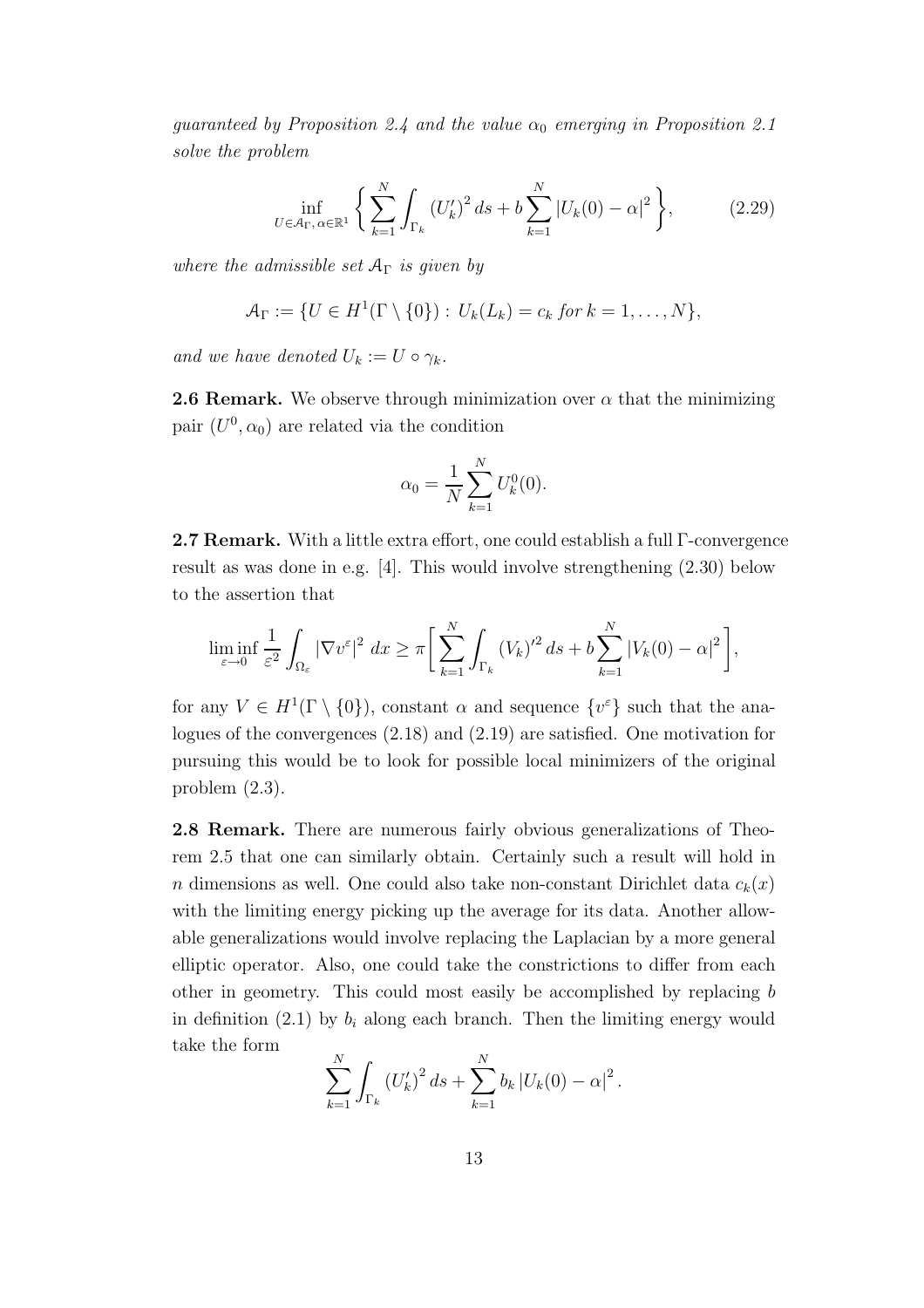*guaranteed by Proposition 2.4 and the value $\alpha_0$ emerging in Proposition 2.1 solve the problem*

$$\inf_{U \in \mathcal{A}_\Gamma,\, \alpha \in \mathbb{R}^1} \bigg\{ \sum_{k=1}^N \int_{\Gamma_k} \left(U_k'\right)^2 ds + b \sum_{k=1}^N \left|U_k(0) - \alpha\right|^2 \bigg\}, \tag{2.29}$$

*where the admissible set $\mathcal{A}_\Gamma$ is given by*

$$\mathcal{A}_\Gamma := \{U \in H^1(\Gamma \setminus \{0\}) : U_k(L_k) = c_k \text{ for } k = 1, \ldots, N\},$$

*and we have denoted $U_k := U \circ \gamma_k$.*

**2.6 Remark.** We observe through minimization over $\alpha$ that the minimizing pair $(U^0, \alpha_0)$ are related via the condition

$$\alpha_0 = \frac{1}{N} \sum_{k=1}^N U_k^0(0).$$

**2.7 Remark.** With a little extra effort, one could establish a full $\Gamma$-convergence result as was done in e.g. [4]. This would involve strengthening (2.30) below to the assertion that

$$\liminf_{\varepsilon \to 0} \frac{1}{\varepsilon^2} \int_{\Omega_\varepsilon} \left|\nabla v^\varepsilon\right|^2 \, dx \geq \pi \bigg[ \sum_{k=1}^N \int_{\Gamma_k} (V_k)'^2 \, ds + b \sum_{k=1}^N \left|V_k(0) - \alpha\right|^2 \bigg],$$

for any $V \in H^1(\Gamma \setminus \{0\})$, constant $\alpha$ and sequence $\{v^\varepsilon\}$ such that the analogues of the convergences (2.18) and (2.19) are satisfied. One motivation for pursuing this would be to look for possible local minimizers of the original problem (2.3).

**2.8 Remark.** There are numerous fairly obvious generalizations of Theorem 2.5 that one can similarly obtain. Certainly such a result will hold in $n$ dimensions as well. One could also take non-constant Dirichlet data $c_k(x)$ with the limiting energy picking up the average for its data. Another allowable generalizations would involve replacing the Laplacian by a more general elliptic operator. Also, one could take the constrictions to differ from each other in geometry. This could most easily be accomplished by replacing $b$ in definition (2.1) by $b_i$ along each branch. Then the limiting energy would take the form

$$\sum_{k=1}^N \int_{\Gamma_k} \left(U_k'\right)^2 ds + \sum_{k=1}^N b_k \left|U_k(0) - \alpha\right|^2.$$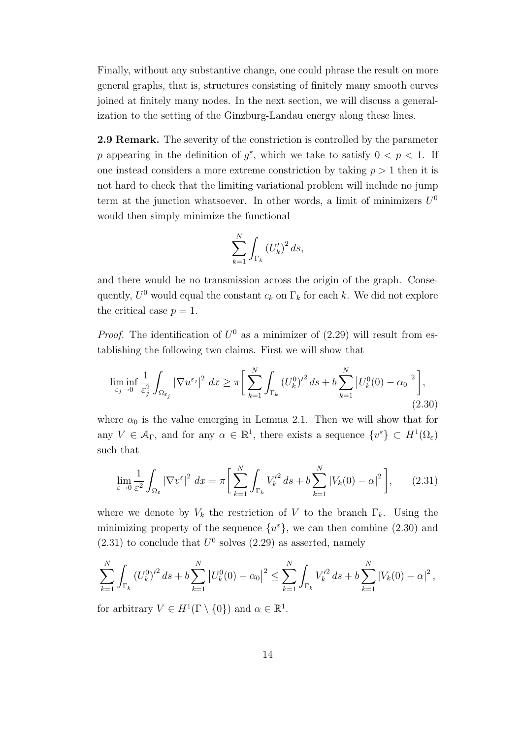Finally, without any substantive change, one could phrase the result on more general graphs, that is, structures consisting of finitely many smooth curves joined at finitely many nodes. In the next section, we will discuss a generalization to the setting of the Ginzburg-Landau energy along these lines.

**2.9 Remark.** The severity of the constriction is controlled by the parameter $p$ appearing in the definition of $g^\varepsilon$, which we take to satisfy $0 < p < 1$. If one instead considers a more extreme constriction by taking $p > 1$ then it is not hard to check that the limiting variational problem will include no jump term at the junction whatsoever. In other words, a limit of minimizers $U^0$ would then simply minimize the functional

$$\sum_{k=1}^{N} \int_{\Gamma_k} (U_k')^2 \, ds,$$

and there would be no transmission across the origin of the graph. Consequently, $U^0$ would equal the constant $c_k$ on $\Gamma_k$ for each $k$. We did not explore the critical case $p = 1$.

*Proof.* The identification of $U^0$ as a minimizer of (2.29) will result from establishing the following two claims. First we will show that

$$\liminf_{\varepsilon_j \to 0} \frac{1}{\varepsilon_j^2} \int_{\Omega_{\varepsilon_j}} |\nabla u^{\varepsilon_j}|^2 \, dx \geq \pi \bigg[ \sum_{k=1}^{N} \int_{\Gamma_k} (U_k^0)'^2 \, ds + b \sum_{k=1}^{N} \left| U_k^0(0) - \alpha_0 \right|^2 \bigg], \tag{2.30}$$

where $\alpha_0$ is the value emerging in Lemma 2.1. Then we will show that for any $V \in \mathcal{A}_\Gamma$, and for any $\alpha \in \mathbb{R}^1$, there exists a sequence $\{v^\varepsilon\} \subset H^1(\Omega_\varepsilon)$ such that

$$\lim_{\varepsilon \to 0} \frac{1}{\varepsilon^2} \int_{\Omega_\varepsilon} |\nabla v^\varepsilon|^2 \, dx = \pi \bigg[ \sum_{k=1}^{N} \int_{\Gamma_k} V_k'^2 \, ds + b \sum_{k=1}^{N} |V_k(0) - \alpha|^2 \bigg], \tag{2.31}$$

where we denote by $V_k$ the restriction of $V$ to the branch $\Gamma_k$. Using the minimizing property of the sequence $\{u^\varepsilon\}$, we can then combine (2.30) and (2.31) to conclude that $U^0$ solves (2.29) as asserted, namely

$$\sum_{k=1}^{N} \int_{\Gamma_k} (U_k^0)'^2 \, ds + b \sum_{k=1}^{N} \left| U_k^0(0) - \alpha_0 \right|^2 \leq \sum_{k=1}^{N} \int_{\Gamma_k} V_k'^2 \, ds + b \sum_{k=1}^{N} |V_k(0) - \alpha|^2,$$

for arbitrary $V \in H^1(\Gamma \setminus \{0\})$ and $\alpha \in \mathbb{R}^1$.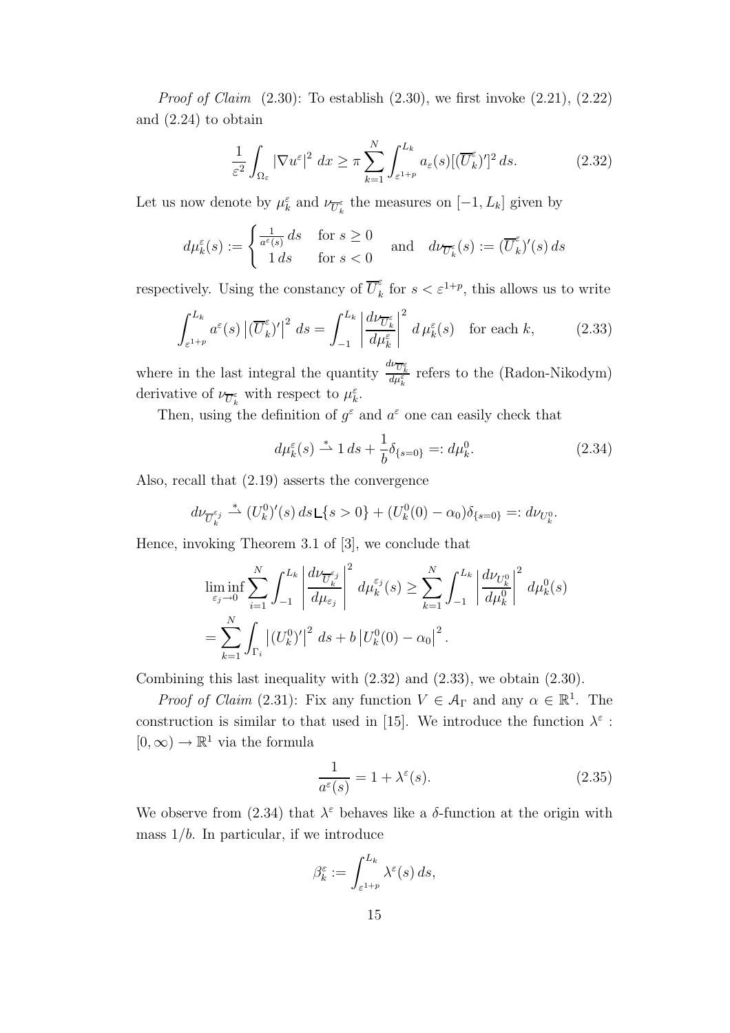*Proof of Claim* (2.30): To establish (2.30), we first invoke (2.21), (2.22) and (2.24) to obtain

$$\frac{1}{\varepsilon^2}\int_{\Omega_\varepsilon} |\nabla u^\varepsilon|^2 \, dx \geq \pi \sum_{k=1}^N \int_{\varepsilon^{1+p}}^{L_k} a_\varepsilon(s)[(\overline{U}_k^\varepsilon)']^2 \, ds. \tag{2.32}$$

Let us now denote by $\mu_k^\varepsilon$ and $\nu_{\overline{U}_k^\varepsilon}$ the measures on $[-1, L_k]$ given by

$$d\mu_k^\varepsilon(s) := \begin{cases} \frac{1}{a^\varepsilon(s)}\, ds & \text{for } s \geq 0 \\ 1\, ds & \text{for } s < 0 \end{cases} \quad \text{and} \quad d\nu_{\overline{U}_k^\varepsilon}(s) := (\overline{U}_k^\varepsilon)'(s)\, ds$$

respectively. Using the constancy of $\overline{U}_k^\varepsilon$ for $s < \varepsilon^{1+p}$, this allows us to write

$$\int_{\varepsilon^{1+p}}^{L_k} a^\varepsilon(s) \left|(\overline{U}_k^\varepsilon)'\right|^2 \, ds = \int_{-1}^{L_k} \left|\frac{d\nu_{\overline{U}_k^\varepsilon}}{d\mu_k^\varepsilon}\right|^2 \, d\mu_k^\varepsilon(s) \quad \text{for each } k, \tag{2.33}$$

where in the last integral the quantity $\frac{d\nu_{\overline{U}_k^\varepsilon}}{d\mu_k^\varepsilon}$ refers to the (Radon-Nikodym) derivative of $\nu_{\overline{U}_k^\varepsilon}$ with respect to $\mu_k^\varepsilon$.

Then, using the definition of $g^\varepsilon$ and $a^\varepsilon$ one can easily check that

$$d\mu_k^\varepsilon(s) \overset{*}{\rightharpoonup} 1\, ds + \frac{1}{b}\delta_{\{s=0\}} =: d\mu_k^0. \tag{2.34}$$

Also, recall that (2.19) asserts the convergence

$$d\nu_{\overline{U}_k^{\varepsilon_j}} \overset{*}{\rightharpoonup} (U_k^0)'(s)\, ds \llcorner \{s > 0\} + (U_k^0(0) - \alpha_0)\delta_{\{s=0\}} =: d\nu_{U_k^0}.$$

Hence, invoking Theorem 3.1 of [3], we conclude that

$$\begin{aligned}
&\liminf_{\varepsilon_j \to 0} \sum_{i=1}^N \int_{-1}^{L_k} \left|\frac{d\nu_{\overline{U}_k^{\varepsilon_j}}}{d\mu_{\varepsilon_j}}\right|^2 \, d\mu_k^{\varepsilon_j}(s) \geq \sum_{k=1}^N \int_{-1}^{L_k} \left|\frac{d\nu_{U_k^0}}{d\mu_k^0}\right|^2 \, d\mu_k^0(s) \\
&= \sum_{k=1}^N \int_{\Gamma_i} \left|(U_k^0)'\right|^2 \, ds + b\left|U_k^0(0) - \alpha_0\right|^2.
\end{aligned}$$

Combining this last inequality with (2.32) and (2.33), we obtain (2.30).

*Proof of Claim* (2.31): Fix any function $V \in \mathcal{A}_\Gamma$ and any $\alpha \in \mathbb{R}^1$. The construction is similar to that used in [15]. We introduce the function $\lambda^\varepsilon : [0, \infty) \to \mathbb{R}^1$ via the formula

$$\frac{1}{a^\varepsilon(s)} = 1 + \lambda^\varepsilon(s). \tag{2.35}$$

We observe from (2.34) that $\lambda^\varepsilon$ behaves like a $\delta$-function at the origin with mass $1/b$. In particular, if we introduce

$$\beta_k^\varepsilon := \int_{\varepsilon^{1+p}}^{L_k} \lambda^\varepsilon(s)\, ds,$$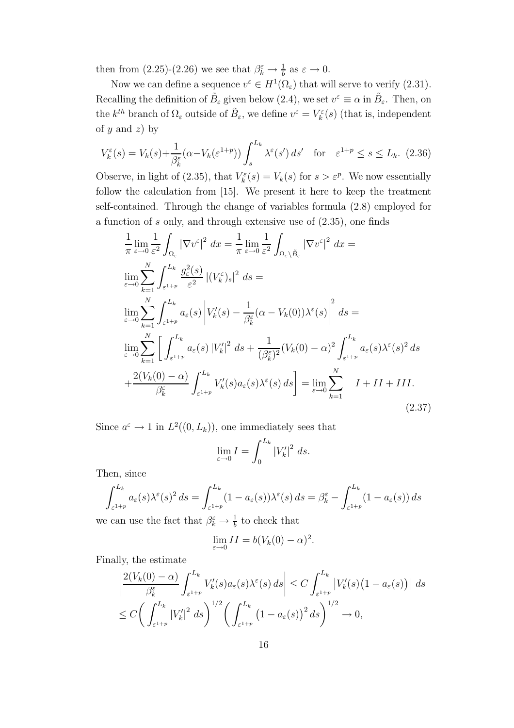then from (2.25)-(2.26) we see that $\beta_k^\varepsilon \to \frac{1}{b}$ as $\varepsilon \to 0$.

Now we can define a sequence $v^\varepsilon \in H^1(\Omega_\varepsilon)$ that will serve to verify (2.31). Recalling the definition of $\tilde{B}_\varepsilon$ given below (2.4), we set $v^\varepsilon \equiv \alpha$ in $\tilde{B}_\varepsilon$. Then, on the $k^{th}$ branch of $\Omega_\varepsilon$ outside of $\tilde{B}_\varepsilon$, we define $v^\varepsilon = V_k^\varepsilon(s)$ (that is, independent of $y$ and $z$) by

$$V_k^\varepsilon(s) = V_k(s) + \frac{1}{\beta_k^\varepsilon}(\alpha - V_k(\varepsilon^{1+p})) \int_s^{L_k} \lambda^\varepsilon(s')\,ds' \quad \text{for} \quad \varepsilon^{1+p} \le s \le L_k. \tag{2.36}$$

Observe, in light of (2.35), that $V_k^\varepsilon(s) = V_k(s)$ for $s > \varepsilon^p$. We now essentially follow the calculation from [15]. We present it here to keep the treatment self-contained. Through the change of variables formula (2.8) employed for a function of $s$ only, and through extensive use of (2.35), one finds

$$\begin{aligned}
&\frac{1}{\pi}\lim_{\varepsilon\to 0}\frac{1}{\varepsilon^2}\int_{\Omega_\varepsilon} |\nabla v^\varepsilon|^2\,dx = \frac{1}{\pi}\lim_{\varepsilon\to 0}\frac{1}{\varepsilon^2}\int_{\Omega_\varepsilon\setminus\tilde{B}_\varepsilon} |\nabla v^\varepsilon|^2\,dx = \\
&\lim_{\varepsilon\to 0}\sum_{k=1}^N \int_{\varepsilon^{1+p}}^{L_k} \frac{g_\varepsilon^2(s)}{\varepsilon^2}\,|(V_k^\varepsilon)_s|^2\,ds = \\
&\lim_{\varepsilon\to 0}\sum_{k=1}^N \int_{\varepsilon^{1+p}}^{L_k} a_\varepsilon(s)\left|V_k'(s) - \frac{1}{\beta_k^\varepsilon}(\alpha - V_k(0))\lambda^\varepsilon(s)\right|^2 ds = \\
&\lim_{\varepsilon\to 0}\sum_{k=1}^N \Bigg[\int_{\varepsilon^{1+p}}^{L_k} a_\varepsilon(s)\,|V_k'|^2\,ds + \frac{1}{(\beta_k^\varepsilon)^2}(V_k(0)-\alpha)^2\int_{\varepsilon^{1+p}}^{L_k} a_\varepsilon(s)\lambda^\varepsilon(s)^2\,ds \\
&+\frac{2(V_k(0)-\alpha)}{\beta_k^\varepsilon}\int_{\varepsilon^{1+p}}^{L_k} V_k'(s)a_\varepsilon(s)\lambda^\varepsilon(s)\,ds\Bigg] = \lim_{\varepsilon\to 0}\sum_{k=1}^N \quad I + II + III.
\end{aligned} \tag{2.37}$$

Since $a^\varepsilon \to 1$ in $L^2((0,L_k))$, one immediately sees that

$$\lim_{\varepsilon\to 0} I = \int_0^{L_k} |V_k'|^2\,ds.$$

Then, since

$$\int_{\varepsilon^{1+p}}^{L_k} a_\varepsilon(s)\lambda^\varepsilon(s)^2\,ds = \int_{\varepsilon^{1+p}}^{L_k}(1-a_\varepsilon(s))\lambda^\varepsilon(s)\,ds = \beta_k^\varepsilon - \int_{\varepsilon^{1+p}}^{L_k}(1-a_\varepsilon(s))\,ds$$

we can use the fact that $\beta_k^\varepsilon \to \frac{1}{b}$ to check that

$$\lim_{\varepsilon\to 0} II = b(V_k(0)-\alpha)^2.$$

Finally, the estimate

$$\begin{aligned}
&\left|\frac{2(V_k(0)-\alpha)}{\beta_k^\varepsilon}\int_{\varepsilon^{1+p}}^{L_k} V_k'(s)a_\varepsilon(s)\lambda^\varepsilon(s)\,ds\right| \le C\int_{\varepsilon^{1+p}}^{L_k} \left|V_k'(s)\big(1-a_\varepsilon(s)\big)\right|\,ds \\
&\le C\bigg(\int_{\varepsilon^{1+p}}^{L_k} |V_k'|^2\,ds\bigg)^{1/2}\bigg(\int_{\varepsilon^{1+p}}^{L_k}\big(1-a_\varepsilon(s)\big)^2\,ds\bigg)^{1/2} \to 0,
\end{aligned}$$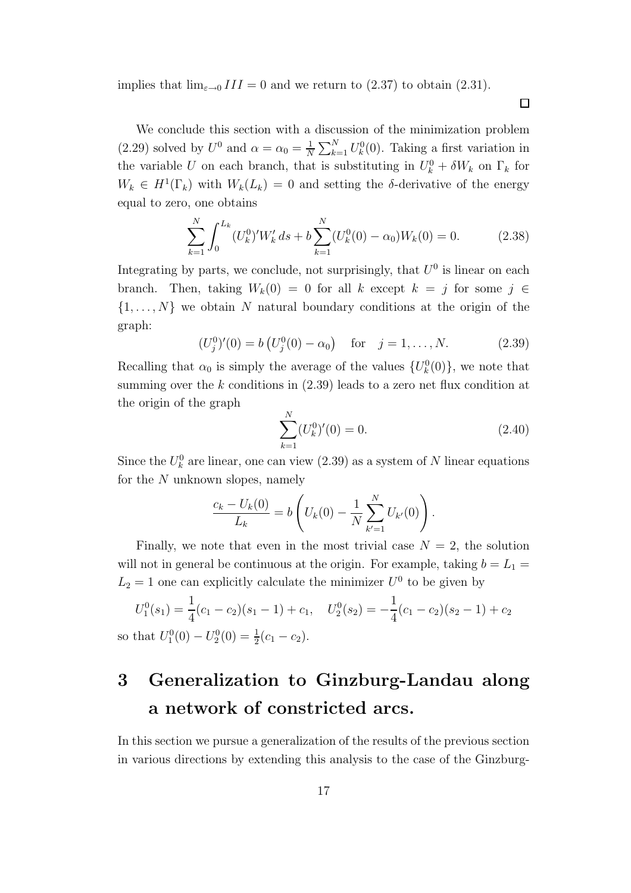implies that $\lim_{\varepsilon \to 0} III = 0$ and we return to (2.37) to obtain (2.31).

□

We conclude this section with a discussion of the minimization problem (2.29) solved by $U^0$ and $\alpha = \alpha_0 = \frac{1}{N}\sum_{k=1}^N U_k^0(0)$. Taking a first variation in the variable $U$ on each branch, that is substituting in $U_k^0 + \delta W_k$ on $\Gamma_k$ for $W_k \in H^1(\Gamma_k)$ with $W_k(L_k) = 0$ and setting the $\delta$-derivative of the energy equal to zero, one obtains

$$\sum_{k=1}^N \int_0^{L_k} (U_k^0)' W_k' \, ds + b \sum_{k=1}^N (U_k^0(0) - \alpha_0) W_k(0) = 0. \tag{2.38}$$

Integrating by parts, we conclude, not surprisingly, that $U^0$ is linear on each branch. Then, taking $W_k(0) = 0$ for all $k$ except $k = j$ for some $j \in \{1, \ldots, N\}$ we obtain $N$ natural boundary conditions at the origin of the graph:

$$(U_j^0)'(0) = b\left(U_j^0(0) - \alpha_0\right) \quad \text{for} \quad j = 1, \ldots, N. \tag{2.39}$$

Recalling that $\alpha_0$ is simply the average of the values $\{U_k^0(0)\}$, we note that summing over the $k$ conditions in (2.39) leads to a zero net flux condition at the origin of the graph

$$\sum_{k=1}^N (U_k^0)'(0) = 0. \tag{2.40}$$

Since the $U_k^0$ are linear, one can view (2.39) as a system of $N$ linear equations for the $N$ unknown slopes, namely

$$\frac{c_k - U_k(0)}{L_k} = b\left(U_k(0) - \frac{1}{N}\sum_{k'=1}^N U_{k'}(0)\right).$$

Finally, we note that even in the most trivial case $N = 2$, the solution will not in general be continuous at the origin. For example, taking $b = L_1 = L_2 = 1$ one can explicitly calculate the minimizer $U^0$ to be given by

$$U_1^0(s_1) = \frac{1}{4}(c_1 - c_2)(s_1 - 1) + c_1, \quad U_2^0(s_2) = -\frac{1}{4}(c_1 - c_2)(s_2 - 1) + c_2$$

so that $U_1^0(0) - U_2^0(0) = \frac{1}{2}(c_1 - c_2)$.

# 3 Generalization to Ginzburg-Landau along a network of constricted arcs.

In this section we pursue a generalization of the results of the previous section in various directions by extending this analysis to the case of the Ginzburg-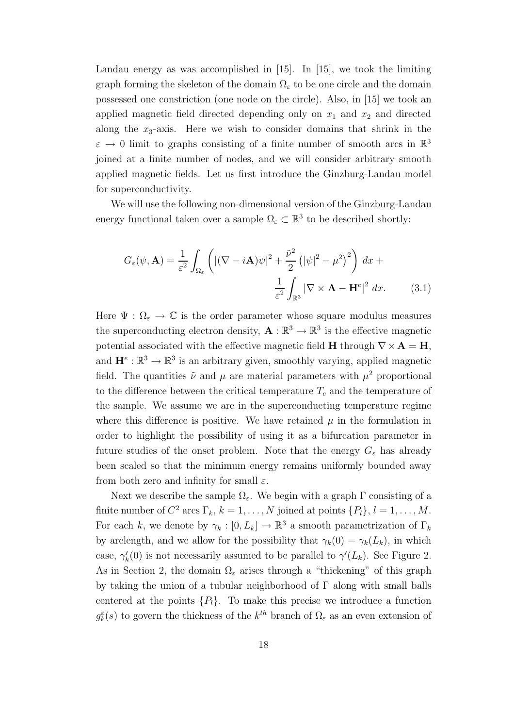Landau energy as was accomplished in [15]. In [15], we took the limiting graph forming the skeleton of the domain $\Omega_\varepsilon$ to be one circle and the domain possessed one constriction (one node on the circle). Also, in [15] we took an applied magnetic field directed depending only on $x_1$ and $x_2$ and directed along the $x_3$-axis. Here we wish to consider domains that shrink in the $\varepsilon \to 0$ limit to graphs consisting of a finite number of smooth arcs in $\mathbb{R}^3$ joined at a finite number of nodes, and we will consider arbitrary smooth applied magnetic fields. Let us first introduce the Ginzburg-Landau model for superconductivity.

We will use the following non-dimensional version of the Ginzburg-Landau energy functional taken over a sample $\Omega_\varepsilon \subset \mathbb{R}^3$ to be described shortly:

$$G_\varepsilon(\psi, \mathbf{A}) = \frac{1}{\varepsilon^2}\int_{\Omega_\varepsilon} \left( |(\nabla - i\mathbf{A})\psi|^2 + \frac{\tilde{\nu}^2}{2}\left(|\psi|^2 - \mu^2\right)^2 \right) dx + \frac{1}{\varepsilon^2}\int_{\mathbb{R}^3} |\nabla \times \mathbf{A} - \mathbf{H}^e|^2 \, dx. \tag{3.1}$$

Here $\Psi : \Omega_\varepsilon \to \mathbb{C}$ is the order parameter whose square modulus measures the superconducting electron density, $\mathbf{A} : \mathbb{R}^3 \to \mathbb{R}^3$ is the effective magnetic potential associated with the effective magnetic field $\mathbf{H}$ through $\nabla \times \mathbf{A} = \mathbf{H}$, and $\mathbf{H}^e : \mathbb{R}^3 \to \mathbb{R}^3$ is an arbitrary given, smoothly varying, applied magnetic field. The quantities $\tilde{\nu}$ and $\mu$ are material parameters with $\mu^2$ proportional to the difference between the critical temperature $T_c$ and the temperature of the sample. We assume we are in the superconducting temperature regime where this difference is positive. We have retained $\mu$ in the formulation in order to highlight the possibility of using it as a bifurcation parameter in future studies of the onset problem. Note that the energy $G_\varepsilon$ has already been scaled so that the minimum energy remains uniformly bounded away from both zero and infinity for small $\varepsilon$.

Next we describe the sample $\Omega_\varepsilon$. We begin with a graph $\Gamma$ consisting of a finite number of $C^2$ arcs $\Gamma_k$, $k = 1, \ldots, N$ joined at points $\{P_l\}$, $l = 1, \ldots, M$. For each $k$, we denote by $\gamma_k : [0, L_k] \to \mathbb{R}^3$ a smooth parametrization of $\Gamma_k$ by arclength, and we allow for the possibility that $\gamma_k(0) = \gamma_k(L_k)$, in which case, $\gamma_k'(0)$ is not necessarily assumed to be parallel to $\gamma'(L_k)$. See Figure 2. As in Section 2, the domain $\Omega_\varepsilon$ arises through a "thickening" of this graph by taking the union of a tubular neighborhood of $\Gamma$ along with small balls centered at the points $\{P_l\}$. To make this precise we introduce a function $g_k^\varepsilon(s)$ to govern the thickness of the $k^{th}$ branch of $\Omega_\varepsilon$ as an even extension of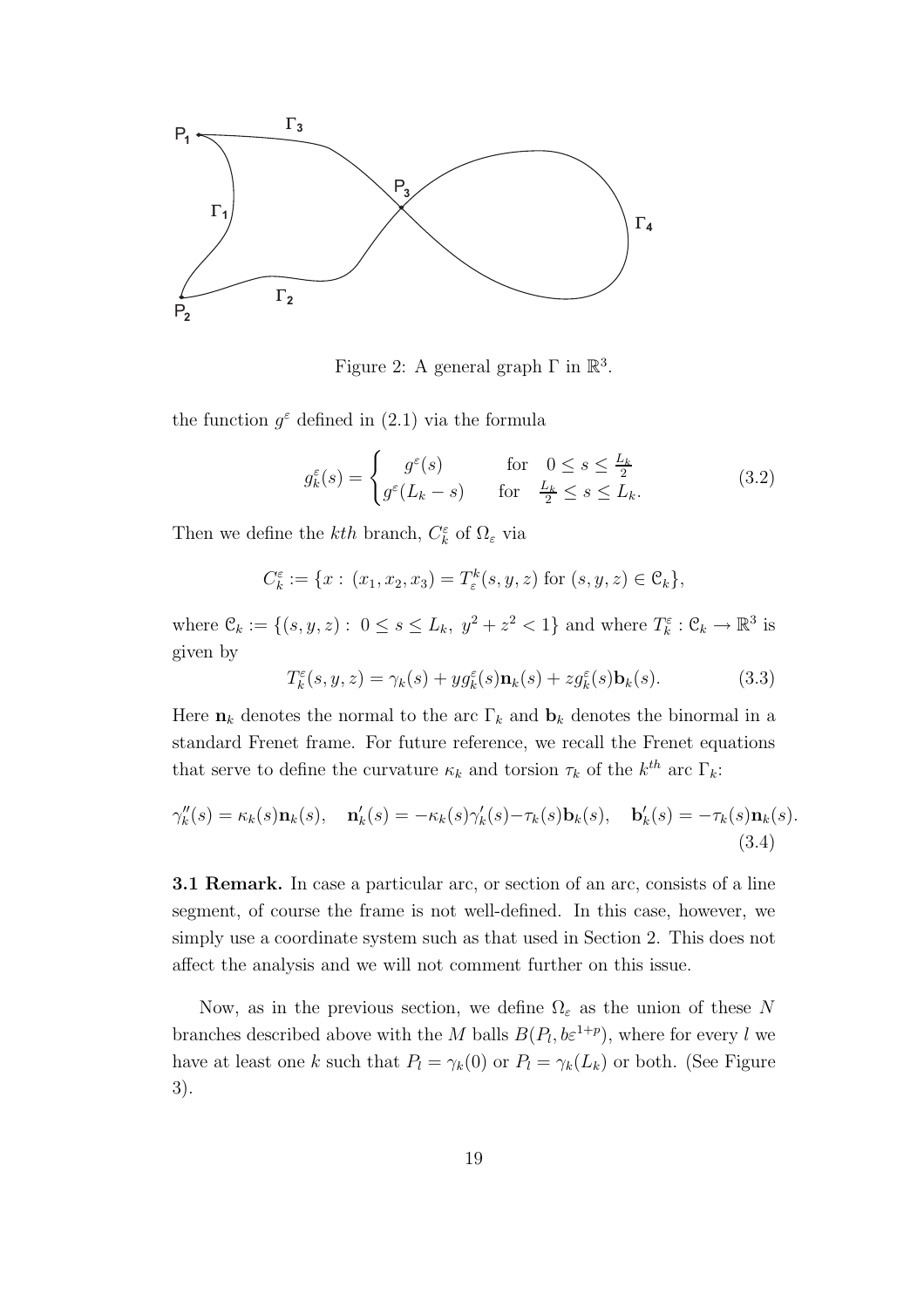Figure 2: A general graph $\Gamma$ in $\mathbb{R}^3$.

the function $g^\varepsilon$ defined in (2.1) via the formula

$$g_k^\varepsilon(s) = \begin{cases} g^\varepsilon(s) & \text{for} \quad 0 \leq s \leq \frac{L_k}{2} \\ g^\varepsilon(L_k - s) & \text{for} \quad \frac{L_k}{2} \leq s \leq L_k. \end{cases} \tag{3.2}$$

Then we define the $kth$ branch, $C_k^\varepsilon$ of $\Omega_\varepsilon$ via

$$C_k^\varepsilon := \{x : (x_1, x_2, x_3) = T_\varepsilon^k(s, y, z) \text{ for } (s, y, z) \in \mathcal{C}_k\},$$

where $\mathcal{C}_k := \{(s, y, z) : 0 \leq s \leq L_k, \; y^2 + z^2 < 1\}$ and where $T_k^\varepsilon : \mathcal{C}_k \to \mathbb{R}^3$ is given by

$$T_k^\varepsilon(s, y, z) = \gamma_k(s) + y g_k^\varepsilon(s)\mathbf{n}_k(s) + z g_k^\varepsilon(s)\mathbf{b}_k(s). \tag{3.3}$$

Here $\mathbf{n}_k$ denotes the normal to the arc $\Gamma_k$ and $\mathbf{b}_k$ denotes the binormal in a standard Frenet frame. For future reference, we recall the Frenet equations that serve to define the curvature $\kappa_k$ and torsion $\tau_k$ of the $k^{th}$ arc $\Gamma_k$:

$$\gamma_k''(s) = \kappa_k(s)\mathbf{n}_k(s), \quad \mathbf{n}_k'(s) = -\kappa_k(s)\gamma_k'(s) - \tau_k(s)\mathbf{b}_k(s), \quad \mathbf{b}_k'(s) = -\tau_k(s)\mathbf{n}_k(s). \tag{3.4}$$

**3.1 Remark.** In case a particular arc, or section of an arc, consists of a line segment, of course the frame is not well-defined. In this case, however, we simply use a coordinate system such as that used in Section 2. This does not affect the analysis and we will not comment further on this issue.

Now, as in the previous section, we define $\Omega_\varepsilon$ as the union of these $N$ branches described above with the $M$ balls $B(P_l, b\varepsilon^{1+p})$, where for every $l$ we have at least one $k$ such that $P_l = \gamma_k(0)$ or $P_l = \gamma_k(L_k)$ or both. (See Figure 3).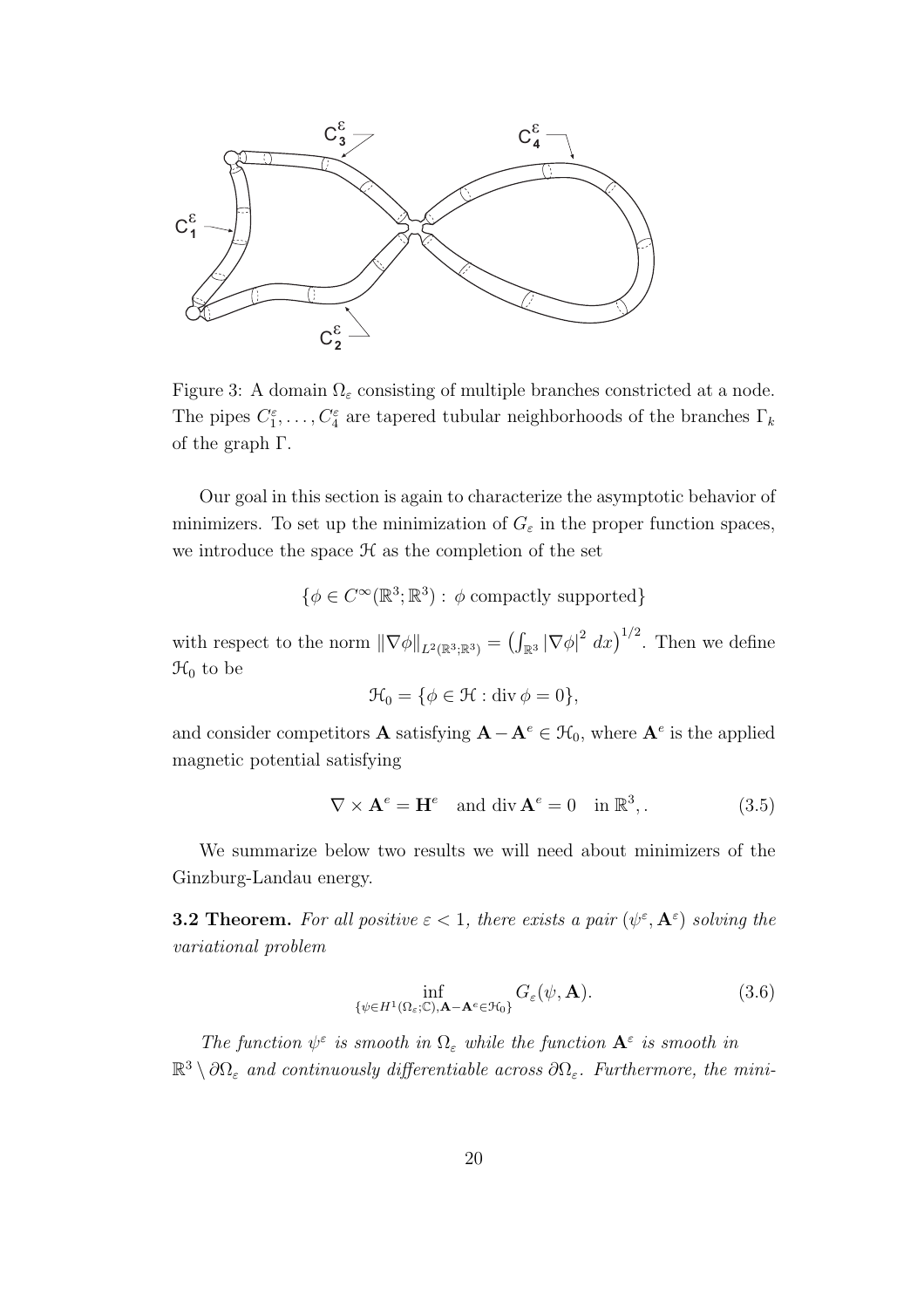Figure 3: A domain $\Omega_\varepsilon$ consisting of multiple branches constricted at a node. The pipes $C_1^\varepsilon, \ldots, C_4^\varepsilon$ are tapered tubular neighborhoods of the branches $\Gamma_k$ of the graph $\Gamma$.

Our goal in this section is again to characterize the asymptotic behavior of minimizers. To set up the minimization of $G_\varepsilon$ in the proper function spaces, we introduce the space $\mathcal{H}$ as the completion of the set

$$\{\phi \in C^\infty(\mathbb{R}^3; \mathbb{R}^3) : \phi \text{ compactly supported}\}$$

with respect to the norm $\|\nabla\phi\|_{L^2(\mathbb{R}^3;\mathbb{R}^3)} = \left(\int_{\mathbb{R}^3} |\nabla\phi|^2 \, dx\right)^{1/2}$. Then we define $\mathcal{H}_0$ to be

$$\mathcal{H}_0 = \{\phi \in \mathcal{H} : \operatorname{div}\phi = 0\},$$

and consider competitors $\mathbf{A}$ satisfying $\mathbf{A} - \mathbf{A}^e \in \mathcal{H}_0$, where $\mathbf{A}^e$ is the applied magnetic potential satisfying

$$\nabla \times \mathbf{A}^e = \mathbf{H}^e \quad \text{and } \operatorname{div}\mathbf{A}^e = 0 \quad \text{in } \mathbb{R}^3, . \tag{3.5}$$

We summarize below two results we will need about minimizers of the Ginzburg-Landau energy.

**3.2 Theorem.** *For all positive $\varepsilon < 1$, there exists a pair $(\psi^\varepsilon, \mathbf{A}^\varepsilon)$ solving the variational problem*

$$\inf_{\{\psi \in H^1(\Omega_\varepsilon;\mathbb{C}), \mathbf{A}-\mathbf{A}^e \in \mathcal{H}_0\}} G_\varepsilon(\psi, \mathbf{A}). \tag{3.6}$$

*The function $\psi^\varepsilon$ is smooth in $\Omega_\varepsilon$ while the function $\mathbf{A}^\varepsilon$ is smooth in $\mathbb{R}^3 \setminus \partial\Omega_\varepsilon$ and continuously differentiable across $\partial\Omega_\varepsilon$. Furthermore, the mini-*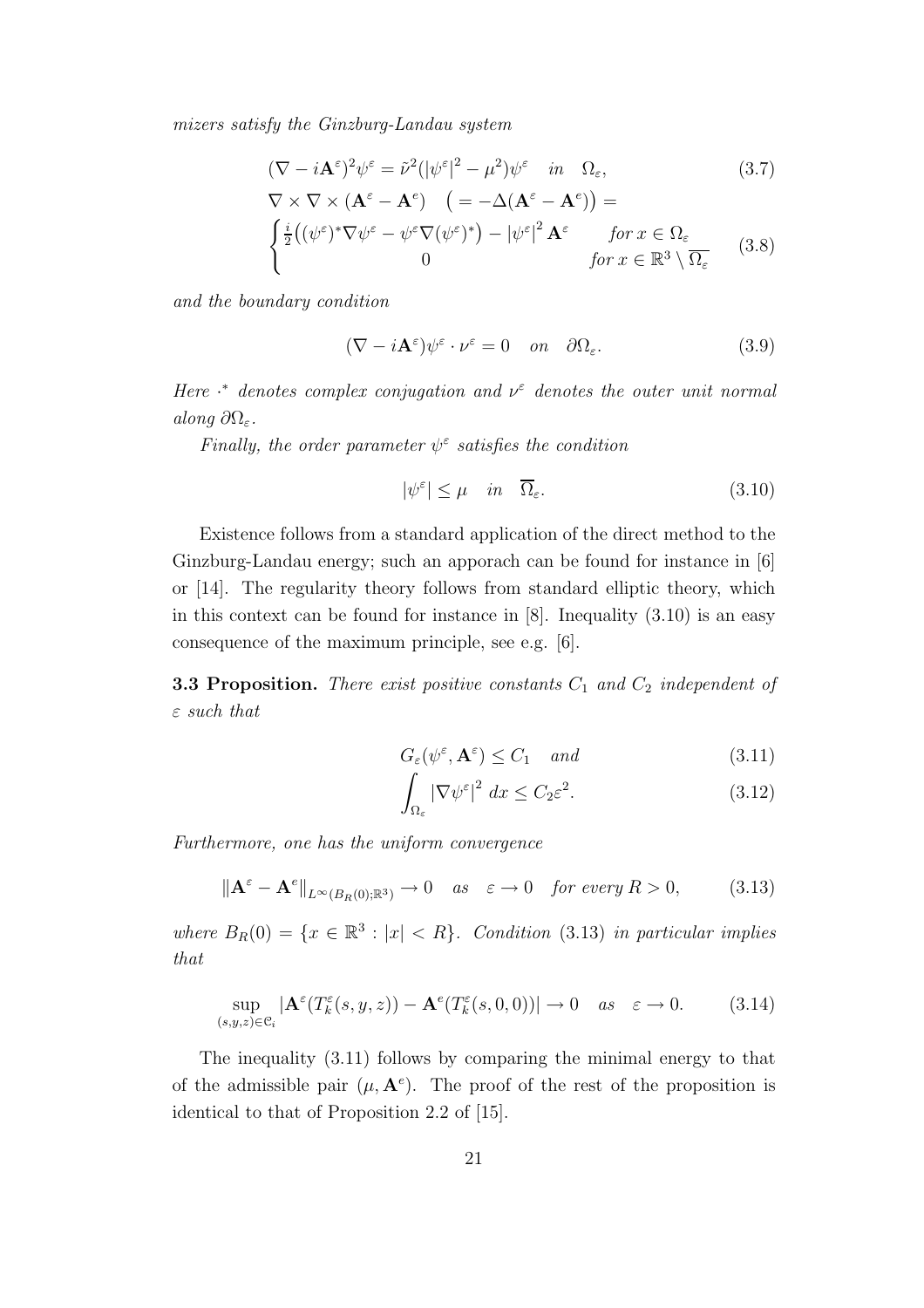*mizers satisfy the Ginzburg-Landau system*

$$(\nabla - i\mathbf{A}^\varepsilon)^2\psi^\varepsilon = \tilde{\nu}^2(|\psi^\varepsilon|^2 - \mu^2)\psi^\varepsilon \quad in \quad \Omega_\varepsilon, \tag{3.7}$$

$$\nabla \times \nabla \times (\mathbf{A}^\varepsilon - \mathbf{A}^e) \quad \big( = -\Delta(\mathbf{A}^\varepsilon - \mathbf{A}^e)\big) =$$

$$\begin{cases} \frac{i}{2}\big((\psi^\varepsilon)^*\nabla\psi^\varepsilon - \psi^\varepsilon\nabla(\psi^\varepsilon)^*\big) - |\psi^\varepsilon|^2\,\mathbf{A}^\varepsilon & for\ x \in \Omega_\varepsilon \\ 0 & for\ x \in \mathbb{R}^3 \setminus \overline{\Omega_\varepsilon} \end{cases} \tag{3.8}$$

*and the boundary condition*

$$(\nabla - i\mathbf{A}^\varepsilon)\psi^\varepsilon \cdot \nu^\varepsilon = 0 \quad on \quad \partial\Omega_\varepsilon. \tag{3.9}$$

*Here $\cdot^*$ denotes complex conjugation and $\nu^\varepsilon$ denotes the outer unit normal along $\partial\Omega_\varepsilon$.*

*Finally, the order parameter $\psi^\varepsilon$ satisfies the condition*

$$|\psi^\varepsilon| \leq \mu \quad in \quad \overline{\Omega}_\varepsilon. \tag{3.10}$$

Existence follows from a standard application of the direct method to the Ginzburg-Landau energy; such an apporach can be found for instance in [6] or [14]. The regularity theory follows from standard elliptic theory, which in this context can be found for instance in [8]. Inequality (3.10) is an easy consequence of the maximum principle, see e.g. [6].

**3.3 Proposition.** *There exist positive constants $C_1$ and $C_2$ independent of $\varepsilon$ such that*

$$G_\varepsilon(\psi^\varepsilon, \mathbf{A}^\varepsilon) \leq C_1 \quad and \tag{3.11}$$

$$\int_{\Omega_\varepsilon} |\nabla\psi^\varepsilon|^2 \, dx \leq C_2\varepsilon^2. \tag{3.12}$$

*Furthermore, one has the uniform convergence*

$$\|\mathbf{A}^\varepsilon - \mathbf{A}^e\|_{L^\infty(B_R(0);\mathbb{R}^3)} \to 0 \quad as \quad \varepsilon \to 0 \quad for\ every\ R > 0, \tag{3.13}$$

*where $B_R(0) = \{x \in \mathbb{R}^3 : |x| < R\}$. Condition (3.13) in particular implies that*

$$\sup_{(s,y,z)\in\mathcal{C}_i} |\mathbf{A}^\varepsilon(T_k^\varepsilon(s,y,z)) - \mathbf{A}^e(T_k^\varepsilon(s,0,0))| \to 0 \quad as \quad \varepsilon \to 0. \tag{3.14}$$

The inequality (3.11) follows by comparing the minimal energy to that of the admissible pair $(\mu, \mathbf{A}^e)$. The proof of the rest of the proposition is identical to that of Proposition 2.2 of [15].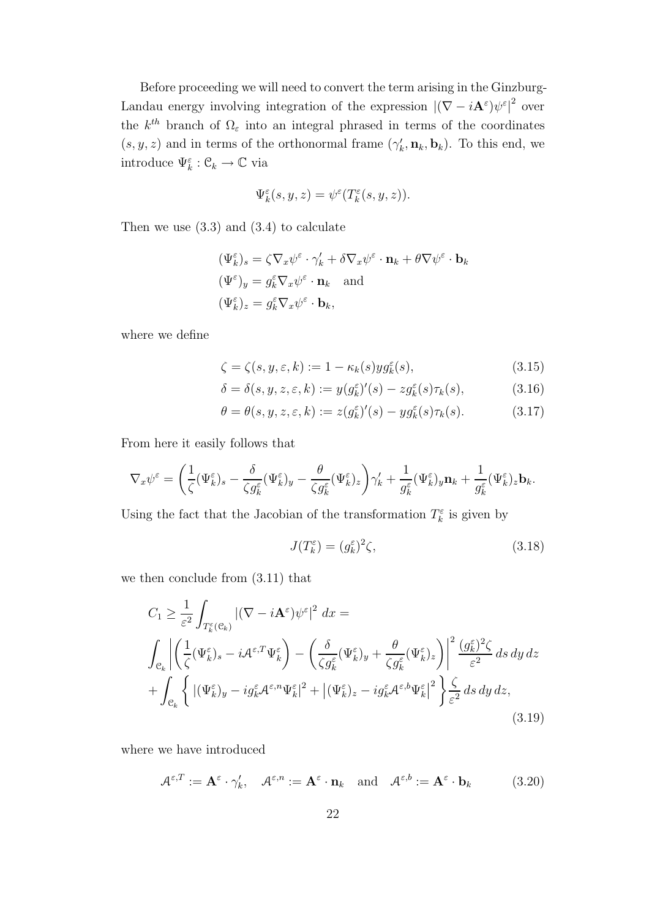Before proceeding we will need to convert the term arising in the Ginzburg-Landau energy involving integration of the expression $|(\nabla - i\mathbf{A}^\varepsilon)\psi^\varepsilon|^2$ over the $k^{th}$ branch of $\Omega_\varepsilon$ into an integral phrased in terms of the coordinates $(s, y, z)$ and in terms of the orthonormal frame $(\gamma_k', \mathbf{n}_k, \mathbf{b}_k)$. To this end, we introduce $\Psi_k^\varepsilon : \mathcal{C}_k \to \mathbb{C}$ via

$$\Psi_k^\varepsilon(s, y, z) = \psi^\varepsilon(T_k^\varepsilon(s, y, z)).$$

Then we use (3.3) and (3.4) to calculate

$$\begin{aligned}
(\Psi_k^\varepsilon)_s &= \zeta \nabla_x \psi^\varepsilon \cdot \gamma_k' + \delta \nabla_x \psi^\varepsilon \cdot \mathbf{n}_k + \theta \nabla \psi^\varepsilon \cdot \mathbf{b}_k \\
(\Psi^\varepsilon)_y &= g_k^\varepsilon \nabla_x \psi^\varepsilon \cdot \mathbf{n}_k \quad \text{and} \\
(\Psi_k^\varepsilon)_z &= g_k^\varepsilon \nabla_x \psi^\varepsilon \cdot \mathbf{b}_k,
\end{aligned}$$

where we define

$$\zeta = \zeta(s, y, \varepsilon, k) := 1 - \kappa_k(s) y g_k^\varepsilon(s), \tag{3.15}$$

$$\delta = \delta(s, y, z, \varepsilon, k) := y (g_k^\varepsilon)'(s) - z g_k^\varepsilon(s) \tau_k(s), \tag{3.16}$$

$$\theta = \theta(s, y, z, \varepsilon, k) := z (g_k^\varepsilon)'(s) - y g_k^\varepsilon(s) \tau_k(s). \tag{3.17}$$

From here it easily follows that

$$\nabla_x \psi^\varepsilon = \left( \frac{1}{\zeta} (\Psi_k^\varepsilon)_s - \frac{\delta}{\zeta g_k^\varepsilon} (\Psi_k^\varepsilon)_y - \frac{\theta}{\zeta g_k^\varepsilon} (\Psi_k^\varepsilon)_z \right) \gamma_k' + \frac{1}{g_k^\varepsilon} (\Psi_k^\varepsilon)_y \mathbf{n}_k + \frac{1}{g_k^\varepsilon} (\Psi_k^\varepsilon)_z \mathbf{b}_k.$$

Using the fact that the Jacobian of the transformation $T_k^\varepsilon$ is given by

$$J(T_k^\varepsilon) = (g_k^\varepsilon)^2 \zeta, \tag{3.18}$$

we then conclude from (3.11) that

$$\begin{aligned}
C_1 \geq \frac{1}{\varepsilon^2} \int_{T_k^\varepsilon(\mathcal{C}_k)} |(\nabla - i\mathbf{A}^\varepsilon)\psi^\varepsilon|^2 \, dx = \\
\int_{\mathcal{C}_k} \left| \left( \frac{1}{\zeta} (\Psi_k^\varepsilon)_s - i\mathcal{A}^{\varepsilon,T} \Psi_k^\varepsilon \right) - \left( \frac{\delta}{\zeta g_k^\varepsilon} (\Psi_k^\varepsilon)_y + \frac{\theta}{\zeta g_k^\varepsilon} (\Psi_k^\varepsilon)_z \right) \right|^2 \frac{(g_k^\varepsilon)^2 \zeta}{\varepsilon^2} \, ds \, dy \, dz \\
+ \int_{\mathcal{C}_k} \left\{ |(\Psi_k^\varepsilon)_y - i g_k^\varepsilon \mathcal{A}^{\varepsilon,n} \Psi_k^\varepsilon|^2 + \left| (\Psi_k^\varepsilon)_z - i g_k^\varepsilon \mathcal{A}^{\varepsilon,b} \Psi_k^\varepsilon \right|^2 \right\} \frac{\zeta}{\varepsilon^2} \, ds \, dy \, dz,
\end{aligned} \tag{3.19}$$

where we have introduced

$$\mathcal{A}^{\varepsilon,T} := \mathbf{A}^\varepsilon \cdot \gamma_k', \quad \mathcal{A}^{\varepsilon,n} := \mathbf{A}^\varepsilon \cdot \mathbf{n}_k \quad \text{and} \quad \mathcal{A}^{\varepsilon,b} := \mathbf{A}^\varepsilon \cdot \mathbf{b}_k \tag{3.20}$$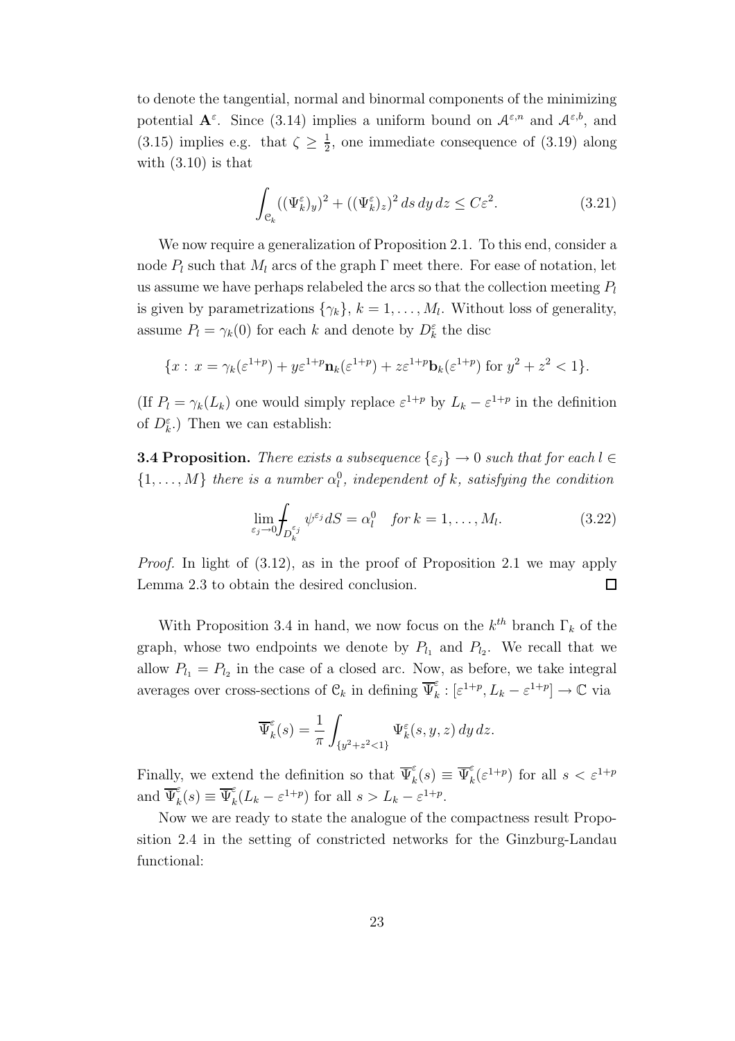to denote the tangential, normal and binormal components of the minimizing potential $\mathbf{A}^\varepsilon$. Since (3.14) implies a uniform bound on $\mathcal{A}^{\varepsilon,n}$ and $\mathcal{A}^{\varepsilon,b}$, and (3.15) implies e.g. that $\zeta \geq \frac{1}{2}$, one immediate consequence of (3.19) along with (3.10) is that

$$\int_{\mathcal{C}_k} ((\Psi_k^\varepsilon)_y)^2 + ((\Psi_k^\varepsilon)_z)^2 \, ds \, dy \, dz \leq C\varepsilon^2. \tag{3.21}$$

We now require a generalization of Proposition 2.1. To this end, consider a node $P_l$ such that $M_l$ arcs of the graph $\Gamma$ meet there. For ease of notation, let us assume we have perhaps relabeled the arcs so that the collection meeting $P_l$ is given by parametrizations $\{\gamma_k\}$, $k = 1, \ldots, M_l$. Without loss of generality, assume $P_l = \gamma_k(0)$ for each $k$ and denote by $D_k^\varepsilon$ the disc

$$\{x : \, x = \gamma_k(\varepsilon^{1+p}) + y\varepsilon^{1+p}\mathbf{n}_k(\varepsilon^{1+p}) + z\varepsilon^{1+p}\mathbf{b}_k(\varepsilon^{1+p}) \text{ for } y^2 + z^2 < 1\}.$$

(If $P_l = \gamma_k(L_k)$ one would simply replace $\varepsilon^{1+p}$ by $L_k - \varepsilon^{1+p}$ in the definition of $D_k^\varepsilon$.) Then we can establish:

**3.4 Proposition.** *There exists a subsequence $\{\varepsilon_j\} \to 0$ such that for each $l \in \{1, \ldots, M\}$ there is a number $\alpha_l^0$, independent of $k$, satisfying the condition*

$$\lim_{\varepsilon_j \to 0} \fint_{D_k^{\varepsilon_j}} \psi^{\varepsilon_j} dS = \alpha_l^0 \quad \textit{for } k = 1, \ldots, M_l. \tag{3.22}$$

*Proof.* In light of (3.12), as in the proof of Proposition 2.1 we may apply Lemma 2.3 to obtain the desired conclusion. □

With Proposition 3.4 in hand, we now focus on the $k^{th}$ branch $\Gamma_k$ of the graph, whose two endpoints we denote by $P_{l_1}$ and $P_{l_2}$. We recall that we allow $P_{l_1} = P_{l_2}$ in the case of a closed arc. Now, as before, we take integral averages over cross-sections of $\mathcal{C}_k$ in defining $\overline{\Psi}_k^\varepsilon : [\varepsilon^{1+p}, L_k - \varepsilon^{1+p}] \to \mathbb{C}$ via

$$\overline{\Psi}_k^\varepsilon(s) = \frac{1}{\pi} \int_{\{y^2+z^2<1\}} \Psi_k^\varepsilon(s, y, z) \, dy \, dz.$$

Finally, we extend the definition so that $\overline{\Psi}_k^\varepsilon(s) \equiv \overline{\Psi}_k^\varepsilon(\varepsilon^{1+p})$ for all $s < \varepsilon^{1+p}$ and $\overline{\Psi}_k^\varepsilon(s) \equiv \overline{\Psi}_k^\varepsilon(L_k - \varepsilon^{1+p})$ for all $s > L_k - \varepsilon^{1+p}$.

Now we are ready to state the analogue of the compactness result Proposition 2.4 in the setting of constricted networks for the Ginzburg-Landau functional: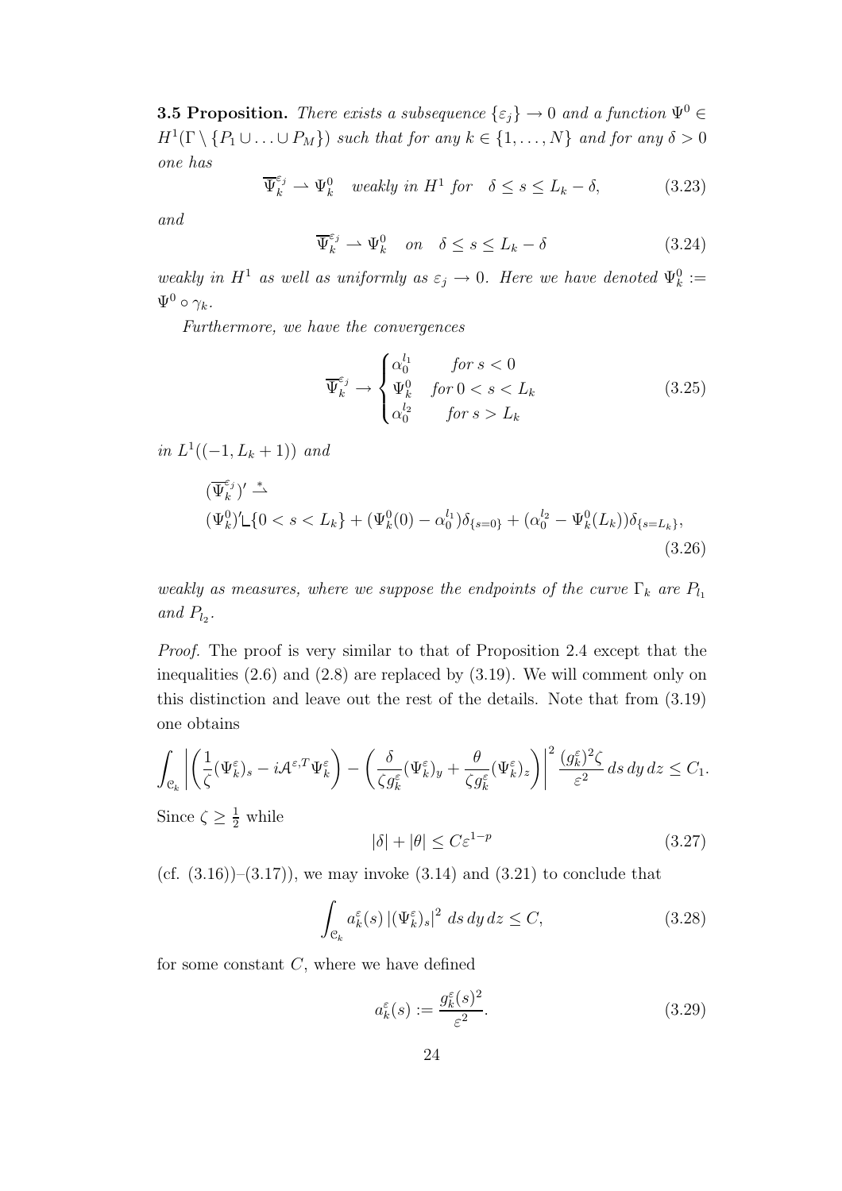**3.5 Proposition.** *There exists a subsequence $\{\varepsilon_j\} \to 0$ and a function $\Psi^0 \in H^1(\Gamma \setminus \{P_1 \cup \ldots \cup P_M\})$ such that for any $k \in \{1, \ldots, N\}$ and for any $\delta > 0$ one has*

$$\overline{\Psi}_k^{\varepsilon_j} \rightharpoonup \Psi_k^0 \quad \text{weakly in } H^1 \text{ for} \quad \delta \le s \le L_k - \delta, \tag{3.23}$$

*and*

$$\overline{\Psi}_k^{\varepsilon_j} \rightharpoonup \Psi_k^0 \quad \text{on} \quad \delta \le s \le L_k - \delta \tag{3.24}$$

*weakly in $H^1$ as well as uniformly as $\varepsilon_j \to 0$. Here we have denoted $\Psi_k^0 := \Psi^0 \circ \gamma_k$.*

*Furthermore, we have the convergences*

$$\overline{\Psi}_k^{\varepsilon_j} \to \begin{cases} \alpha_0^{l_1} & \text{for } s < 0 \\ \Psi_k^0 & \text{for } 0 < s < L_k \\ \alpha_0^{l_2} & \text{for } s > L_k \end{cases} \tag{3.25}$$

*in $L^1((-1, L_k + 1))$ and*

$$\begin{aligned} &(\overline{\Psi}_k^{\varepsilon_j})' \overset{*}{\rightharpoonup} \\ &(\Psi_k^0)' \llcorner \{0 < s < L_k\} + (\Psi_k^0(0) - \alpha_0^{l_1})\delta_{\{s=0\}} + (\alpha_0^{l_2} - \Psi_k^0(L_k))\delta_{\{s=L_k\}}, \end{aligned} \tag{3.26}$$

*weakly as measures, where we suppose the endpoints of the curve $\Gamma_k$ are $P_{l_1}$ and $P_{l_2}$.*

*Proof.* The proof is very similar to that of Proposition 2.4 except that the inequalities (2.6) and (2.8) are replaced by (3.19). We will comment only on this distinction and leave out the rest of the details. Note that from (3.19) one obtains

$$\int_{\mathcal{C}_k} \left| \left( \frac{1}{\zeta}(\Psi_k^\varepsilon)_s - i\mathcal{A}^{\varepsilon,T}\Psi_k^\varepsilon \right) - \left( \frac{\delta}{\zeta g_k^\varepsilon}(\Psi_k^\varepsilon)_y + \frac{\theta}{\zeta g_k^\varepsilon}(\Psi_k^\varepsilon)_z \right) \right|^2 \frac{(g_k^\varepsilon)^2 \zeta}{\varepsilon^2} \, ds \, dy \, dz \le C_1.$$

Since $\zeta \ge \frac{1}{2}$ while

$$|\delta| + |\theta| \le C\varepsilon^{1-p} \tag{3.27}$$

(cf. (3.16))–(3.17)), we may invoke (3.14) and (3.21) to conclude that

$$\int_{\mathcal{C}_k} a_k^\varepsilon(s) \left|(\Psi_k^\varepsilon)_s\right|^2 \, ds \, dy \, dz \le C, \tag{3.28}$$

for some constant $C$, where we have defined

$$a_k^\varepsilon(s) := \frac{g_k^\varepsilon(s)^2}{\varepsilon^2}. \tag{3.29}$$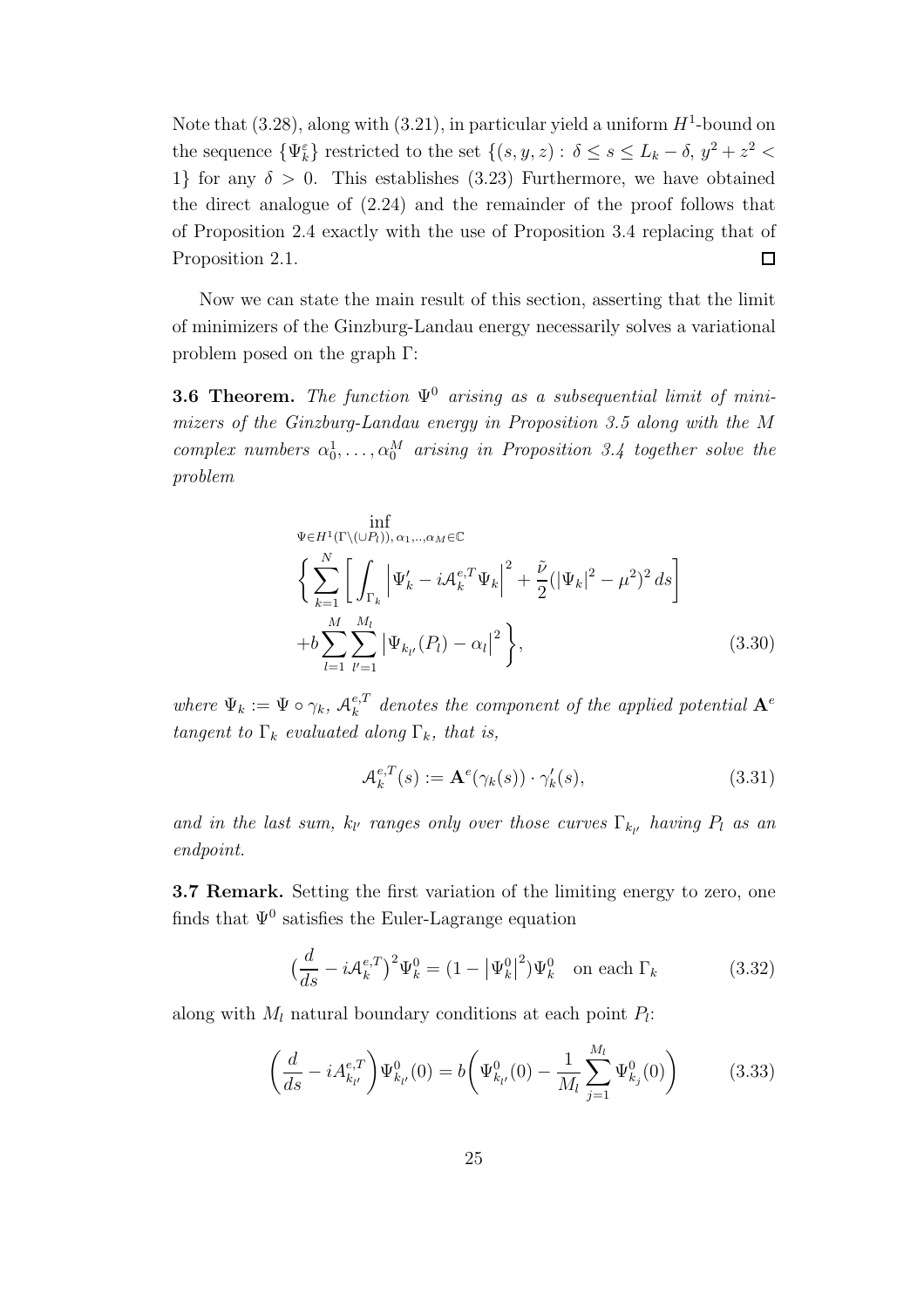Note that (3.28), along with (3.21), in particular yield a uniform $H^1$-bound on the sequence $\{\Psi_k^\varepsilon\}$ restricted to the set $\{(s,y,z):\, \delta \leq s \leq L_k-\delta,\, y^2+z^2<1\}$ for any $\delta>0$. This establishes (3.23) Furthermore, we have obtained the direct analogue of (2.24) and the remainder of the proof follows that of Proposition 2.4 exactly with the use of Proposition 3.4 replacing that of Proposition 2.1. ◻

Now we can state the main result of this section, asserting that the limit of minimizers of the Ginzburg-Landau energy necessarily solves a variational problem posed on the graph $\Gamma$:

**3.6 Theorem.** *The function $\Psi^0$ arising as a subsequential limit of minimizers of the Ginzburg-Landau energy in Proposition 3.5 along with the $M$ complex numbers $\alpha_0^1,\ldots,\alpha_0^M$ arising in Proposition 3.4 together solve the problem*

$$\inf_{\Psi\in H^1(\Gamma\setminus(\cup P_l)),\,\alpha_1,..,\alpha_M\in\mathbb{C}} \Bigg\{ \sum_{k=1}^N \Bigg[ \int_{\Gamma_k} \left|\Psi_k' - i\mathcal{A}_k^{e,T}\Psi_k\right|^2 + \frac{\tilde{\nu}}{2}(|\Psi_k|^2-\mu^2)^2\,ds\Bigg] + b\sum_{l=1}^M\sum_{l'=1}^{M_l}\left|\Psi_{k_{l'}}(P_l)-\alpha_l\right|^2\Bigg\}, \tag{3.30}$$

*where $\Psi_k := \Psi\circ\gamma_k$, $\mathcal{A}_k^{e,T}$ denotes the component of the applied potential $\mathbf{A}^e$ tangent to $\Gamma_k$ evaluated along $\Gamma_k$, that is,*

$$\mathcal{A}_k^{e,T}(s) := \mathbf{A}^e(\gamma_k(s))\cdot\gamma_k'(s), \tag{3.31}$$

*and in the last sum, $k_{l'}$ ranges only over those curves $\Gamma_{k_{l'}}$ having $P_l$ as an endpoint.*

**3.7 Remark.** Setting the first variation of the limiting energy to zero, one finds that $\Psi^0$ satisfies the Euler-Lagrange equation

$$\big(\frac{d}{ds} - i\mathcal{A}_k^{e,T}\big)^2\Psi_k^0 = (1-\left|\Psi_k^0\right|^2)\Psi_k^0 \quad \text{on each } \Gamma_k \tag{3.32}$$

along with $M_l$ natural boundary conditions at each point $P_l$:

$$\left(\frac{d}{ds} - iA_{k_{l'}}^{e,T}\right)\Psi_{k_{l'}}^0(0) = b\Bigg(\Psi_{k_{l'}}^0(0) - \frac{1}{M_l}\sum_{j=1}^{M_l}\Psi_{k_j}^0(0)\Bigg) \tag{3.33}$$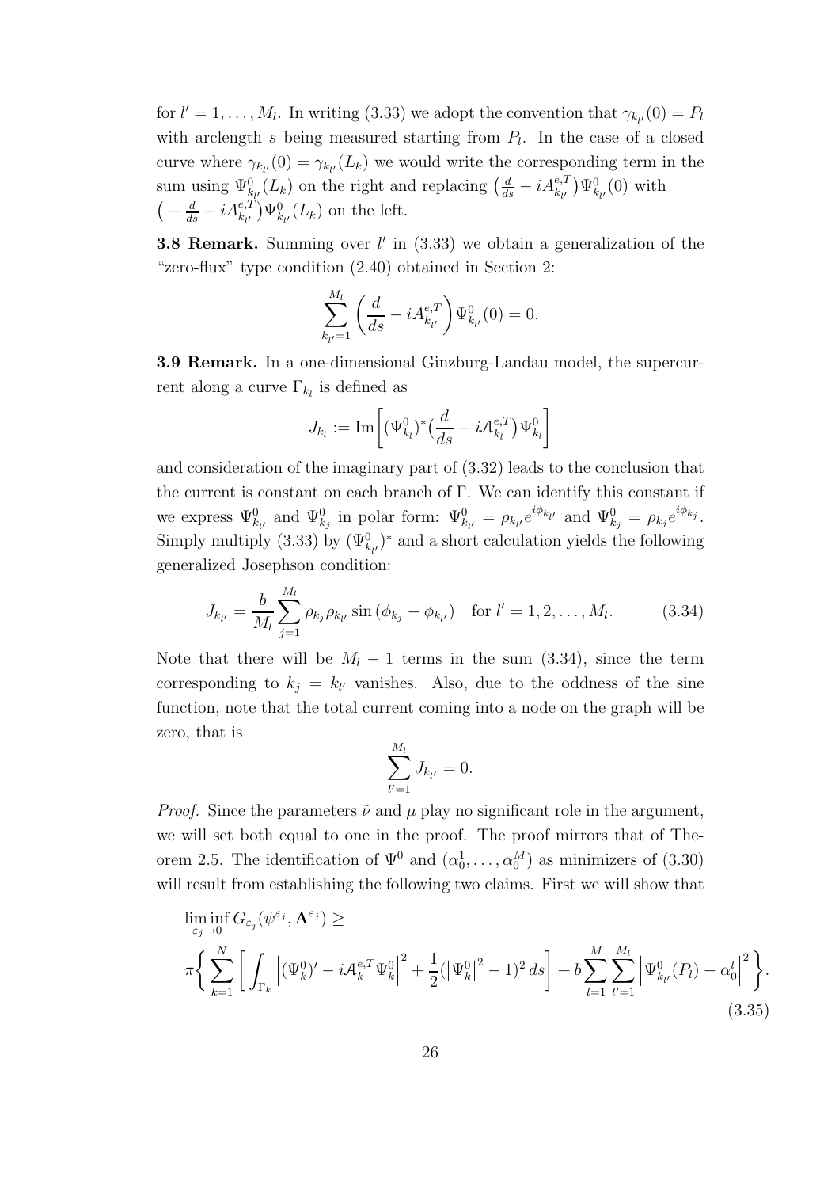for $l' = 1, \ldots, M_l$. In writing (3.33) we adopt the convention that $\gamma_{k_{l'}}(0) = P_l$ with arclength $s$ being measured starting from $P_l$. In the case of a closed curve where $\gamma_{k_{l'}}(0) = \gamma_{k_{l'}}(L_k)$ we would write the corresponding term in the sum using $\Psi^0_{k_{l'}}(L_k)$ on the right and replacing $\left(\frac{d}{ds} - iA^{e,T}_{k_{l'}}\right)\Psi^0_{k_{l'}}(0)$ with $\left(-\frac{d}{ds} - iA^{e,T}_{k_{l'}}\right)\Psi^0_{k_{l'}}(L_k)$ on the left.

**3.8 Remark.** Summing over $l'$ in (3.33) we obtain a generalization of the "zero-flux" type condition (2.40) obtained in Section 2:

$$\sum_{k_{l'}=1}^{M_l} \left(\frac{d}{ds} - iA^{e,T}_{k_{l'}}\right)\Psi^0_{k_{l'}}(0) = 0.$$

**3.9 Remark.** In a one-dimensional Ginzburg-Landau model, the supercurrent along a curve $\Gamma_{k_l}$ is defined as

$$J_{k_l} := \mathrm{Im}\left[(\Psi^0_{k_l})^*\left(\frac{d}{ds} - i\mathcal{A}^{e,T}_{k_l}\right)\Psi^0_{k_l}\right]$$

and consideration of the imaginary part of (3.32) leads to the conclusion that the current is constant on each branch of $\Gamma$. We can identify this constant if we express $\Psi^0_{k_{l'}}$ and $\Psi^0_{k_j}$ in polar form: $\Psi^0_{k_{l'}} = \rho_{k_{l'}} e^{i\phi_{k_{l'}}}$ and $\Psi^0_{k_j} = \rho_{k_j} e^{i\phi_{k_j}}$. Simply multiply (3.33) by $(\Psi^0_{k_{l'}})^*$ and a short calculation yields the following generalized Josephson condition:

$$J_{k_{l'}} = \frac{b}{M_l}\sum_{j=1}^{M_l} \rho_{k_j}\rho_{k_{l'}} \sin\left(\phi_{k_j} - \phi_{k_{l'}}\right) \quad \text{for } l' = 1, 2, \ldots, M_l. \tag{3.34}$$

Note that there will be $M_l - 1$ terms in the sum (3.34), since the term corresponding to $k_j = k_{l'}$ vanishes. Also, due to the oddness of the sine function, note that the total current coming into a node on the graph will be zero, that is

$$\sum_{l'=1}^{M_l} J_{k_{l'}} = 0.$$

*Proof.* Since the parameters $\tilde{\nu}$ and $\mu$ play no significant role in the argument, we will set both equal to one in the proof. The proof mirrors that of Theorem 2.5. The identification of $\Psi^0$ and $(\alpha^1_0, \ldots, \alpha^M_0)$ as minimizers of (3.30) will result from establishing the following two claims. First we will show that

$$\liminf_{\varepsilon_j \to 0} G_{\varepsilon_j}(\psi^{\varepsilon_j}, \mathbf{A}^{\varepsilon_j}) \geq$$
$$\pi\Bigg\{\sum_{k=1}^{N}\left[\int_{\Gamma_k}\left|(\Psi^0_k)' - i\mathcal{A}^{e,T}_k\Psi^0_k\right|^2 + \frac{1}{2}(\left|\Psi^0_k\right|^2 - 1)^2\,ds\right] + b\sum_{l=1}^{M}\sum_{l'=1}^{M_l}\left|\Psi^0_{k_{l'}}(P_l) - \alpha^l_0\right|^2\Bigg\}. \tag{3.35}$$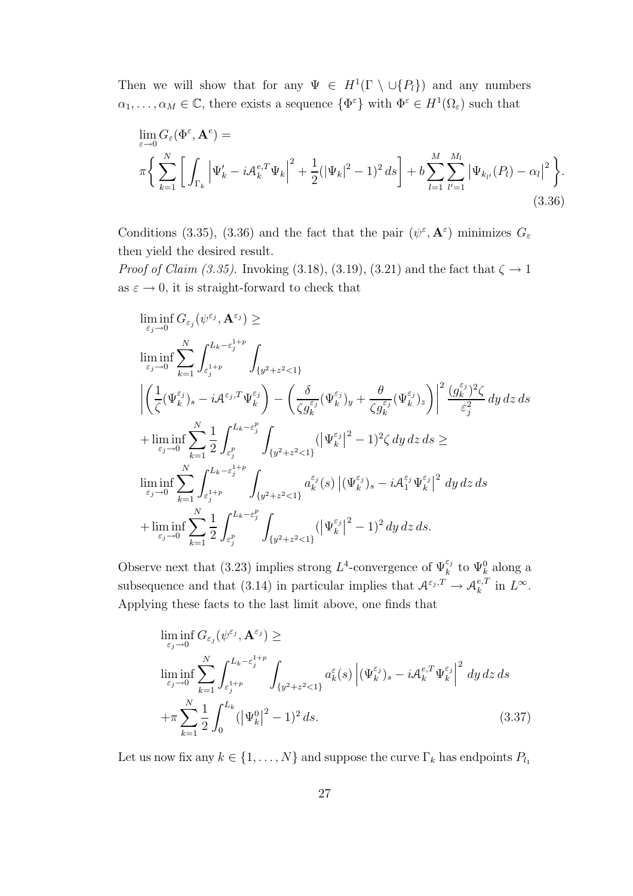Then we will show that for any $\Psi \in H^1(\Gamma \setminus \cup\{P_l\})$ and any numbers $\alpha_1, \ldots, \alpha_M \in \mathbb{C}$, there exists a sequence $\{\Phi^\varepsilon\}$ with $\Phi^\varepsilon \in H^1(\Omega_\varepsilon)$ such that

$$\lim_{\varepsilon\to 0} G_\varepsilon(\Phi^\varepsilon, \mathbf{A}^e) =$$
$$\pi\Big\{ \sum_{k=1}^N \Big[ \int_{\Gamma_k} \left|\Psi_k' - i\mathcal{A}_k^{e,T}\Psi_k\right|^2 + \frac{1}{2}(|\Psi_k|^2 - 1)^2 \, ds\Big] + b\sum_{l=1}^M \sum_{l'=1}^{M_l} \left|\Psi_{k_{l'}}(P_l) - \alpha_l\right|^2 \Big\}. \tag{3.36}$$

Conditions (3.35), (3.36) and the fact that the pair $(\psi^\varepsilon, \mathbf{A}^\varepsilon)$ minimizes $G_\varepsilon$ then yield the desired result.

*Proof of Claim (3.35).* Invoking (3.18), (3.19), (3.21) and the fact that $\zeta \to 1$ as $\varepsilon \to 0$, it is straight-forward to check that

$$\liminf_{\varepsilon_j\to 0} G_{\varepsilon_j}(\psi^{\varepsilon_j}, \mathbf{A}^{\varepsilon_j}) \geq$$
$$\liminf_{\varepsilon_j\to 0} \sum_{k=1}^N \int_{\varepsilon_j^{1+p}}^{L_k - \varepsilon_j^{1+p}} \int_{\{y^2+z^2<1\}}$$
$$\left| \left(\frac{1}{\zeta}(\Psi_k^{\varepsilon_j})_s - i\mathcal{A}^{\varepsilon_j,T}\Psi_k^{\varepsilon_j}\right) - \left(\frac{\delta}{\zeta g_k^{\varepsilon_j}}(\Psi_k^{\varepsilon_j})_y + \frac{\theta}{\zeta g_k^{\varepsilon_j}}(\Psi_k^{\varepsilon_j})_z\right)\right|^2 \frac{(g_k^{\varepsilon_j})^2\zeta}{\varepsilon_j^2} \, dy\, dz\, ds$$
$$+ \liminf_{\varepsilon_j\to 0} \sum_{k=1}^N \frac{1}{2}\int_{\varepsilon_j^p}^{L_k-\varepsilon_j^p} \int_{\{y^2+z^2<1\}} (\left|\Psi_k^{\varepsilon_j}\right|^2 - 1)^2 \zeta \, dy\, dz\, ds \geq$$
$$\liminf_{\varepsilon_j\to 0} \sum_{k=1}^N \int_{\varepsilon_j^{1+p}}^{L_k - \varepsilon_j^{1+p}} \int_{\{y^2+z^2<1\}} a_k^{\varepsilon_j}(s) \left|(\Psi_k^{\varepsilon_j})_s - i\mathcal{A}_1^{\varepsilon_j}\Psi_k^{\varepsilon_j}\right|^2 \, dy\, dz\, ds$$
$$+ \liminf_{\varepsilon_j\to 0} \sum_{k=1}^N \frac{1}{2}\int_{\varepsilon_j^p}^{L_k-\varepsilon_j^p} \int_{\{y^2+z^2<1\}} (\left|\Psi_k^{\varepsilon_j}\right|^2 - 1)^2 \, dy\, dz\, ds.$$

Observe next that (3.23) implies strong $L^4$-convergence of $\Psi_k^{\varepsilon_j}$ to $\Psi_k^0$ along a subsequence and that (3.14) in particular implies that $\mathcal{A}^{\varepsilon_j,T} \to \mathcal{A}_k^{e,T}$ in $L^\infty$. Applying these facts to the last limit above, one finds that

$$\liminf_{\varepsilon_j\to 0} G_{\varepsilon_j}(\psi^{\varepsilon_j}, \mathbf{A}^{\varepsilon_j}) \geq$$
$$\liminf_{\varepsilon_j\to 0} \sum_{k=1}^N \int_{\varepsilon_j^{1+p}}^{L_k - \varepsilon_j^{1+p}} \int_{\{y^2+z^2<1\}} a_k^{\varepsilon}(s) \left|(\Psi_k^{\varepsilon_j})_s - i\mathcal{A}_k^{e,T}\Psi_k^{\varepsilon_j}\right|^2 \, dy\, dz\, ds$$
$$+ \pi\sum_{k=1}^N \frac{1}{2}\int_0^{L_k} (\left|\Psi_k^0\right|^2 - 1)^2 \, ds. \tag{3.37}$$

Let us now fix any $k \in \{1, \ldots, N\}$ and suppose the curve $\Gamma_k$ has endpoints $P_{l_1}$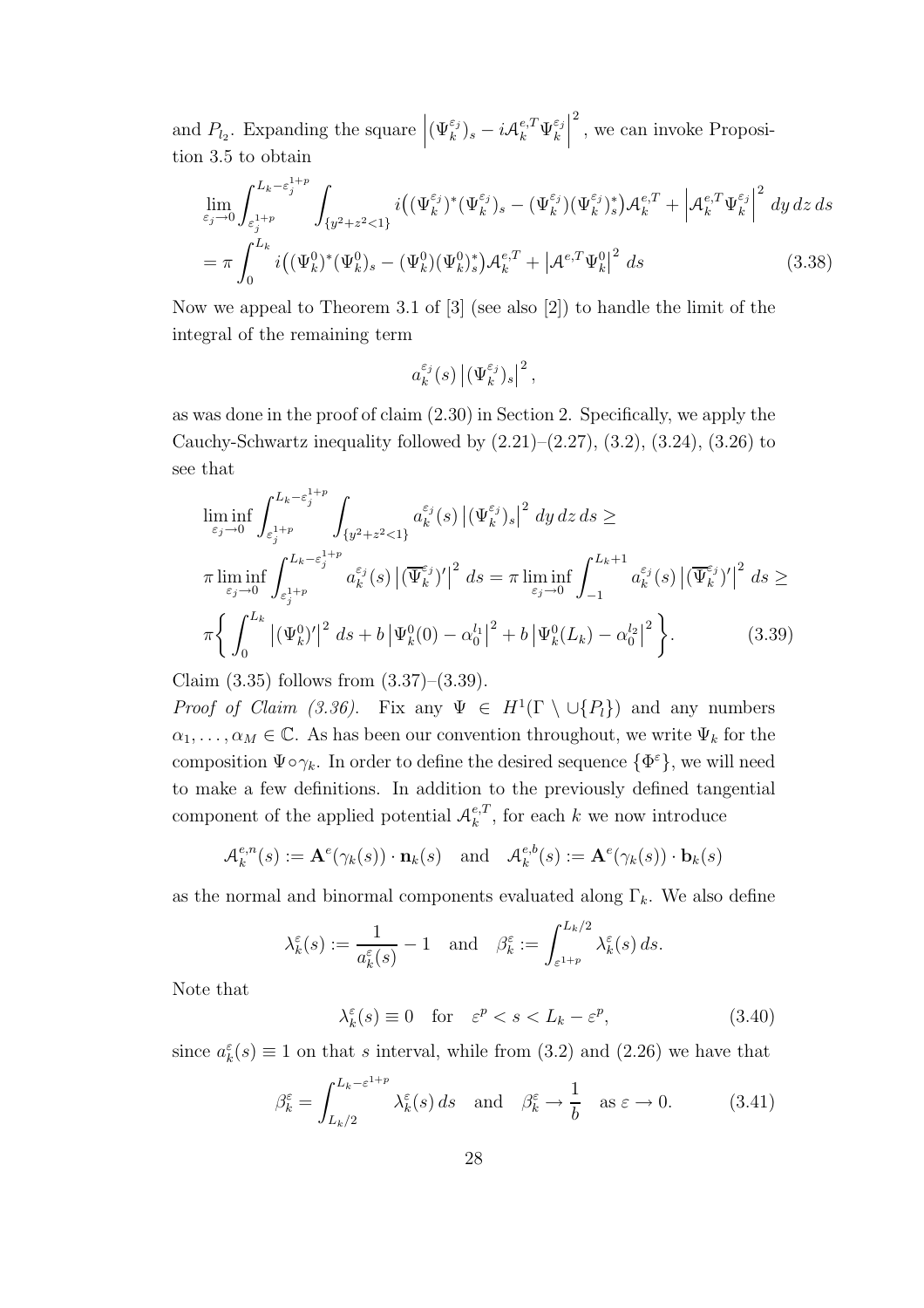and $P_{l_2}$. Expanding the square $\left|(\Psi_k^{\varepsilon_j})_s - i\mathcal{A}_k^{e,T}\Psi_k^{\varepsilon_j}\right|^2$, we can invoke Proposition 3.5 to obtain

$$\lim_{\varepsilon_j\to 0}\int_{\varepsilon_j^{1+p}}^{L_k-\varepsilon_j^{1+p}}\int_{\{y^2+z^2<1\}} i\big((\Psi_k^{\varepsilon_j})^*(\Psi_k^{\varepsilon_j})_s - (\Psi_k^{\varepsilon_j})(\Psi_k^{\varepsilon_j})_s^*\big)\mathcal{A}_k^{e,T} + \left|\mathcal{A}_k^{e,T}\Psi_k^{\varepsilon_j}\right|^2\,dy\,dz\,ds$$
$$= \pi\int_0^{L_k} i\big((\Psi_k^0)^*(\Psi_k^0)_s - (\Psi_k^0)(\Psi_k^0)_s^*\big)\mathcal{A}_k^{e,T} + \left|\mathcal{A}^{e,T}\Psi_k^0\right|^2\,ds \tag{3.38}$$

Now we appeal to Theorem 3.1 of [3] (see also [2]) to handle the limit of the integral of the remaining term

$$a_k^{\varepsilon_j}(s)\left|(\Psi_k^{\varepsilon_j})_s\right|^2,$$

as was done in the proof of claim (2.30) in Section 2. Specifically, we apply the Cauchy-Schwartz inequality followed by (2.21)–(2.27), (3.2), (3.24), (3.26) to see that

$$\liminf_{\varepsilon_j\to 0}\int_{\varepsilon_j^{1+p}}^{L_k-\varepsilon_j^{1+p}}\int_{\{y^2+z^2<1\}} a_k^{\varepsilon_j}(s)\left|(\Psi_k^{\varepsilon_j})_s\right|^2\,dy\,dz\,ds \geq$$
$$\pi\liminf_{\varepsilon_j\to 0}\int_{\varepsilon_j^{1+p}}^{L_k-\varepsilon_j^{1+p}} a_k^{\varepsilon_j}(s)\left|(\overline{\Psi}_k^{\varepsilon_j})'\right|^2\,ds = \pi\liminf_{\varepsilon_j\to 0}\int_{-1}^{L_k+1} a_k^{\varepsilon_j}(s)\left|(\overline{\Psi}_k^{\varepsilon_j})'\right|^2\,ds \geq$$
$$\pi\bigg\{\int_0^{L_k}\left|(\Psi_k^0)'\right|^2\,ds + b\left|\Psi_k^0(0)-\alpha_0^{l_1}\right|^2 + b\left|\Psi_k^0(L_k)-\alpha_0^{l_2}\right|^2\bigg\}. \tag{3.39}$$

Claim (3.35) follows from (3.37)–(3.39).

*Proof of Claim (3.36).* Fix any $\Psi \in H^1(\Gamma\setminus\cup\{P_l\})$ and any numbers $\alpha_1,\ldots,\alpha_M\in\mathbb{C}$. As has been our convention throughout, we write $\Psi_k$ for the composition $\Psi\circ\gamma_k$. In order to define the desired sequence $\{\Phi^\varepsilon\}$, we will need to make a few definitions. In addition to the previously defined tangential component of the applied potential $\mathcal{A}_k^{e,T}$, for each $k$ we now introduce

$$\mathcal{A}_k^{e,n}(s) := \mathbf{A}^e(\gamma_k(s))\cdot\mathbf{n}_k(s) \quad\text{and}\quad \mathcal{A}_k^{e,b}(s) := \mathbf{A}^e(\gamma_k(s))\cdot\mathbf{b}_k(s)$$

as the normal and binormal components evaluated along $\Gamma_k$. We also define

$$\lambda_k^\varepsilon(s) := \frac{1}{a_k^\varepsilon(s)} - 1 \quad\text{and}\quad \beta_k^\varepsilon := \int_{\varepsilon^{1+p}}^{L_k/2}\lambda_k^\varepsilon(s)\,ds.$$

Note that

$$\lambda_k^\varepsilon(s)\equiv 0 \quad\text{for}\quad \varepsilon^p < s < L_k-\varepsilon^p, \tag{3.40}$$

since $a_k^\varepsilon(s)\equiv 1$ on that $s$ interval, while from (3.2) and (2.26) we have that

$$\beta_k^\varepsilon = \int_{L_k/2}^{L_k-\varepsilon^{1+p}}\lambda_k^\varepsilon(s)\,ds \quad\text{and}\quad \beta_k^\varepsilon\to\frac{1}{b}\quad\text{as }\varepsilon\to 0. \tag{3.41}$$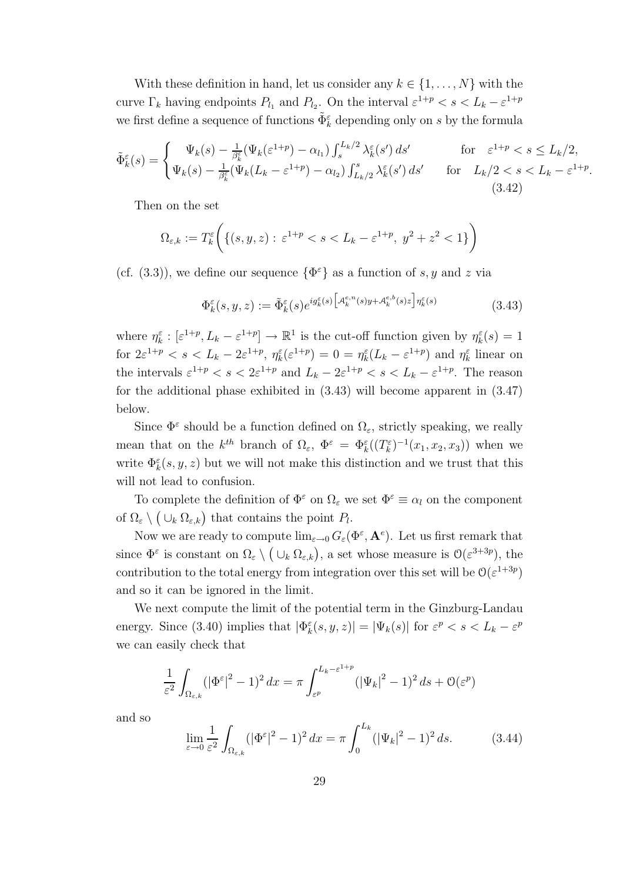With these definition in hand, let us consider any $k \in \{1, \ldots, N\}$ with the curve $\Gamma_k$ having endpoints $P_{l_1}$ and $P_{l_2}$. On the interval $\varepsilon^{1+p} < s < L_k - \varepsilon^{1+p}$ we first define a sequence of functions $\tilde{\Phi}^\varepsilon_k$ depending only on $s$ by the formula

$$\tilde{\Phi}^\varepsilon_k(s) = \begin{cases} \Psi_k(s) - \frac{1}{\beta^\varepsilon_k}(\Psi_k(\varepsilon^{1+p}) - \alpha_{l_1}) \int_s^{L_k/2} \lambda^\varepsilon_k(s')\, ds' & \text{for} \quad \varepsilon^{1+p} < s \leq L_k/2, \\ \Psi_k(s) - \frac{1}{\beta^\varepsilon_k}(\Psi_k(L_k - \varepsilon^{1+p}) - \alpha_{l_2}) \int_{L_k/2}^s \lambda^\varepsilon_k(s')\, ds' & \text{for} \quad L_k/2 < s < L_k - \varepsilon^{1+p}. \end{cases} \tag{3.42}$$

Then on the set

$$\Omega_{\varepsilon,k} := T^\varepsilon_k\bigg(\{(s, y, z) :\, \varepsilon^{1+p} < s < L_k - \varepsilon^{1+p},\ y^2 + z^2 < 1\}\bigg)$$

(cf. (3.3)), we define our sequence $\{\Phi^\varepsilon\}$ as a function of $s, y$ and $z$ via

$$\Phi^\varepsilon_k(s, y, z) := \tilde{\Phi}^\varepsilon_k(s) e^{i g^\varepsilon_k(s)\left[\mathcal{A}^{e,n}_k(s) y + \mathcal{A}^{e,b}_k(s) z\right] \eta^\varepsilon_k(s)} \tag{3.43}$$

where $\eta^\varepsilon_k : [\varepsilon^{1+p}, L_k - \varepsilon^{1+p}] \to \mathbb{R}^1$ is the cut-off function given by $\eta^\varepsilon_k(s) = 1$ for $2\varepsilon^{1+p} < s < L_k - 2\varepsilon^{1+p}$, $\eta^\varepsilon_k(\varepsilon^{1+p}) = 0 = \eta^\varepsilon_k(L_k - \varepsilon^{1+p})$ and $\eta^\varepsilon_k$ linear on the intervals $\varepsilon^{1+p} < s < 2\varepsilon^{1+p}$ and $L_k - 2\varepsilon^{1+p} < s < L_k - \varepsilon^{1+p}$. The reason for the additional phase exhibited in (3.43) will become apparent in (3.47) below.

Since $\Phi^\varepsilon$ should be a function defined on $\Omega_\varepsilon$, strictly speaking, we really mean that on the $k^{th}$ branch of $\Omega_\varepsilon$, $\Phi^\varepsilon = \Phi^\varepsilon_k((T^\varepsilon_k)^{-1}(x_1, x_2, x_3))$ when we write $\Phi^\varepsilon_k(s, y, z)$ but we will not make this distinction and we trust that this will not lead to confusion.

To complete the definition of $\Phi^\varepsilon$ on $\Omega_\varepsilon$ we set $\Phi^\varepsilon \equiv \alpha_l$ on the component of $\Omega_\varepsilon \setminus \big(\cup_k \Omega_{\varepsilon,k}\big)$ that contains the point $P_l$.

Now we are ready to compute $\lim_{\varepsilon \to 0} G_\varepsilon(\Phi^\varepsilon, \mathbf{A}^e)$. Let us first remark that since $\Phi^\varepsilon$ is constant on $\Omega_\varepsilon \setminus \big(\cup_k \Omega_{\varepsilon,k}\big)$, a set whose measure is $\mathcal{O}(\varepsilon^{3+3p})$, the contribution to the total energy from integration over this set will be $\mathcal{O}(\varepsilon^{1+3p})$ and so it can be ignored in the limit.

We next compute the limit of the potential term in the Ginzburg-Landau energy. Since (3.40) implies that $|\Phi^\varepsilon_k(s, y, z)| = |\Psi_k(s)|$ for $\varepsilon^p < s < L_k - \varepsilon^p$ we can easily check that

$$\frac{1}{\varepsilon^2} \int_{\Omega_{\varepsilon,k}} (|\Phi^\varepsilon|^2 - 1)^2\, dx = \pi \int_{\varepsilon^p}^{L_k - \varepsilon^{1+p}} (|\Psi_k|^2 - 1)^2\, ds + \mathcal{O}(\varepsilon^p)$$

and so

$$\lim_{\varepsilon \to 0} \frac{1}{\varepsilon^2} \int_{\Omega_{\varepsilon,k}} (|\Phi^\varepsilon|^2 - 1)^2\, dx = \pi \int_0^{L_k} (|\Psi_k|^2 - 1)^2\, ds. \tag{3.44}$$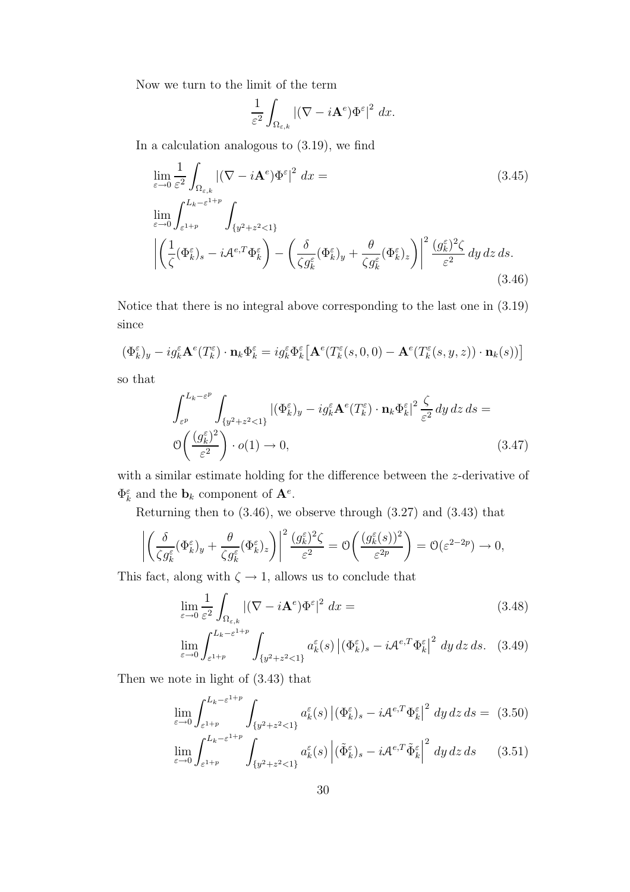Now we turn to the limit of the term

$$\frac{1}{\varepsilon^2}\int_{\Omega_{\varepsilon,k}} \left|(\nabla - i\mathbf{A}^e)\Phi^\varepsilon\right|^2\,dx.$$

In a calculation analogous to (3.19), we find

$$\lim_{\varepsilon\to 0}\frac{1}{\varepsilon^2}\int_{\Omega_{\varepsilon,k}} \left|(\nabla - i\mathbf{A}^e)\Phi^\varepsilon\right|^2\,dx = \tag{3.45}$$

$$\lim_{\varepsilon\to 0}\int_{\varepsilon^{1+p}}^{L_k-\varepsilon^{1+p}}\int_{\{y^2+z^2<1\}}$$
$$\left|\left(\frac{1}{\zeta}(\Phi_k^\varepsilon)_s - i\mathcal{A}^{e,T}\Phi_k^\varepsilon\right) - \left(\frac{\delta}{\zeta g_k^\varepsilon}(\Phi_k^\varepsilon)_y + \frac{\theta}{\zeta g_k^\varepsilon}(\Phi_k^\varepsilon)_z\right)\right|^2 \frac{(g_k^\varepsilon)^2\zeta}{\varepsilon^2}\,dy\,dz\,ds. \tag{3.46}$$

Notice that there is no integral above corresponding to the last one in (3.19) since

$$(\Phi_k^\varepsilon)_y - ig_k^\varepsilon\mathbf{A}^e(T_k^\varepsilon)\cdot\mathbf{n}_k\Phi_k^\varepsilon = ig_k^\varepsilon\Phi_k^\varepsilon\big[\mathbf{A}^e(T_k^\varepsilon(s,0,0) - \mathbf{A}^e(T_k^\varepsilon(s,y,z))\cdot\mathbf{n}_k(s))\big]$$

so that

$$\int_{\varepsilon^p}^{L_k-\varepsilon^p}\int_{\{y^2+z^2<1\}} \left|(\Phi_k^\varepsilon)_y - ig_k^\varepsilon\mathbf{A}^e(T_k^\varepsilon)\cdot\mathbf{n}_k\Phi_k^\varepsilon\right|^2\frac{\zeta}{\varepsilon^2}\,dy\,dz\,ds =$$
$$\mathcal{O}\left(\frac{(g_k^\varepsilon)^2}{\varepsilon^2}\right)\cdot o(1)\to 0, \tag{3.47}$$

with a similar estimate holding for the difference between the $z$-derivative of $\Phi_k^\varepsilon$ and the $\mathbf{b}_k$ component of $\mathbf{A}^e$.

Returning then to (3.46), we observe through (3.27) and (3.43) that

$$\left|\left(\frac{\delta}{\zeta g_k^\varepsilon}(\Phi_k^\varepsilon)_y + \frac{\theta}{\zeta g_k^\varepsilon}(\Phi_k^\varepsilon)_z\right)\right|^2\frac{(g_k^\varepsilon)^2\zeta}{\varepsilon^2} = \mathcal{O}\left(\frac{(g_k^\varepsilon(s))^2}{\varepsilon^{2p}}\right) = \mathcal{O}(\varepsilon^{2-2p})\to 0,$$

This fact, along with $\zeta\to 1$, allows us to conclude that

$$\lim_{\varepsilon\to 0}\frac{1}{\varepsilon^2}\int_{\Omega_{\varepsilon,k}} \left|(\nabla - i\mathbf{A}^e)\Phi^\varepsilon\right|^2\,dx = \tag{3.48}$$

$$\lim_{\varepsilon\to 0}\int_{\varepsilon^{1+p}}^{L_k-\varepsilon^{1+p}}\int_{\{y^2+z^2<1\}} a_k^\varepsilon(s)\left|(\Phi_k^\varepsilon)_s - i\mathcal{A}^{e,T}\Phi_k^\varepsilon\right|^2\,dy\,dz\,ds. \tag{3.49}$$

Then we note in light of (3.43) that

$$\lim_{\varepsilon\to 0}\int_{\varepsilon^{1+p}}^{L_k-\varepsilon^{1+p}}\int_{\{y^2+z^2<1\}} a_k^\varepsilon(s)\left|(\Phi_k^\varepsilon)_s - i\mathcal{A}^{e,T}\Phi_k^\varepsilon\right|^2\,dy\,dz\,ds = \tag{3.50}$$

$$\lim_{\varepsilon\to 0}\int_{\varepsilon^{1+p}}^{L_k-\varepsilon^{1+p}}\int_{\{y^2+z^2<1\}} a_k^\varepsilon(s)\left|(\tilde{\Phi}_k^\varepsilon)_s - i\mathcal{A}^{e,T}\tilde{\Phi}_k^\varepsilon\right|^2\,dy\,dz\,ds \tag{3.51}$$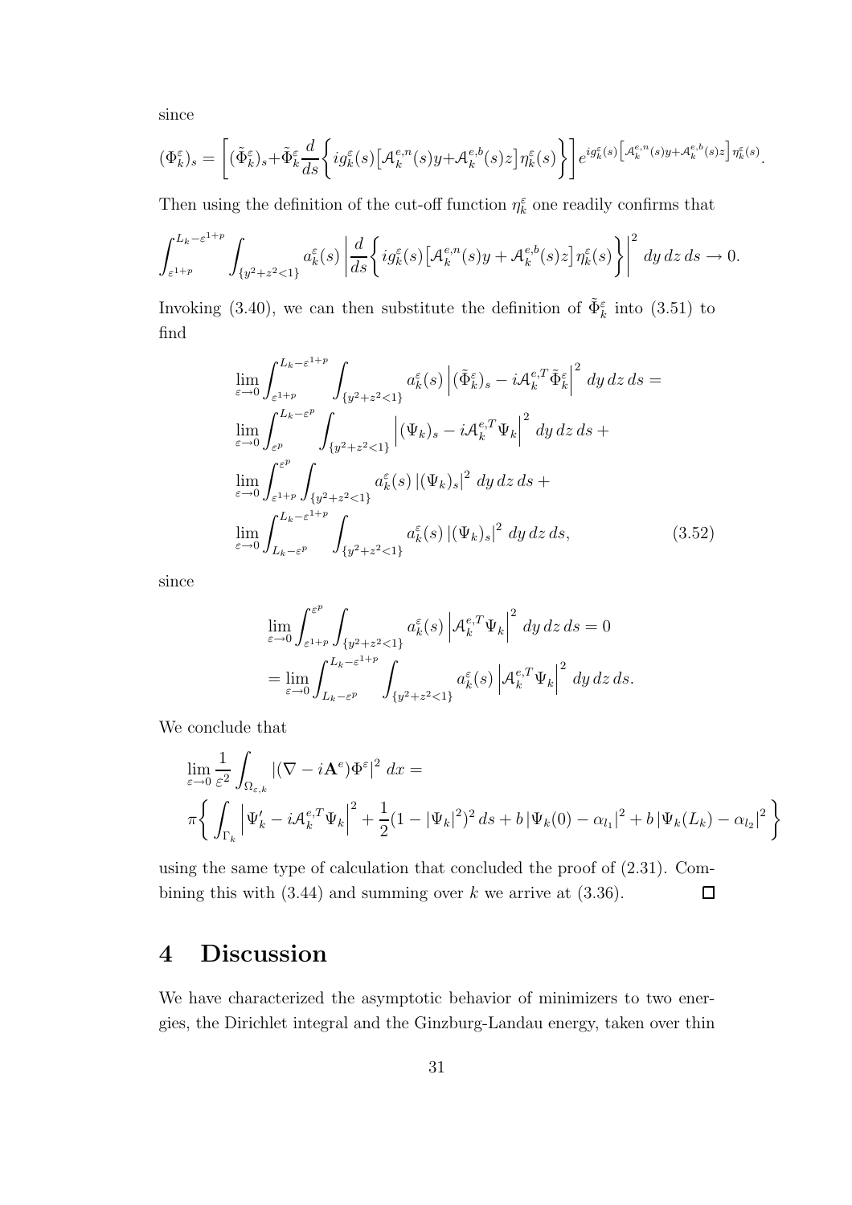since

$$(\Phi_k^\varepsilon)_s = \left[(\tilde{\Phi}_k^\varepsilon)_s + \tilde{\Phi}_k^\varepsilon \frac{d}{ds}\left\{ i g_k^\varepsilon(s)\big[\mathcal{A}_k^{e,n}(s)y + \mathcal{A}_k^{e,b}(s)z\big]\eta_k^\varepsilon(s)\right\}\right] e^{i g_k^\varepsilon(s)\left[\mathcal{A}_k^{e,n}(s)y+\mathcal{A}_k^{e,b}(s)z\right]\eta_k^\varepsilon(s)}.$$

Then using the definition of the cut-off function $\eta_k^\varepsilon$ one readily confirms that

$$\int_{\varepsilon^{1+p}}^{L_k-\varepsilon^{1+p}} \int_{\{y^2+z^2<1\}} a_k^\varepsilon(s) \left| \frac{d}{ds}\left\{ i g_k^\varepsilon(s)\big[\mathcal{A}_k^{e,n}(s)y + \mathcal{A}_k^{e,b}(s)z\big]\eta_k^\varepsilon(s)\right\}\right|^2 dy\,dz\,ds \to 0.$$

Invoking (3.40), we can then substitute the definition of $\tilde{\Phi}_k^\varepsilon$ into (3.51) to find

$$\begin{aligned}
&\lim_{\varepsilon\to 0}\int_{\varepsilon^{1+p}}^{L_k-\varepsilon^{1+p}} \int_{\{y^2+z^2<1\}} a_k^\varepsilon(s)\left|(\tilde{\Phi}_k^\varepsilon)_s - i\mathcal{A}_k^{e,T}\tilde{\Phi}_k^\varepsilon\right|^2 dy\,dz\,ds = \\
&\lim_{\varepsilon\to 0}\int_{\varepsilon^{p}}^{L_k-\varepsilon^{p}} \int_{\{y^2+z^2<1\}} \left|(\Psi_k)_s - i\mathcal{A}_k^{e,T}\Psi_k\right|^2 dy\,dz\,ds + \\
&\lim_{\varepsilon\to 0}\int_{\varepsilon^{1+p}}^{\varepsilon^{p}} \int_{\{y^2+z^2<1\}} a_k^\varepsilon(s)\left|(\Psi_k)_s\right|^2 dy\,dz\,ds + \\
&\lim_{\varepsilon\to 0}\int_{L_k-\varepsilon^{p}}^{L_k-\varepsilon^{1+p}} \int_{\{y^2+z^2<1\}} a_k^\varepsilon(s)\left|(\Psi_k)_s\right|^2 dy\,dz\,ds, \qquad (3.52)
\end{aligned}$$

since

$$\begin{aligned}
&\lim_{\varepsilon\to 0}\int_{\varepsilon^{1+p}}^{\varepsilon^{p}} \int_{\{y^2+z^2<1\}} a_k^\varepsilon(s)\left|\mathcal{A}_k^{e,T}\Psi_k\right|^2 dy\,dz\,ds = 0 \\
&= \lim_{\varepsilon\to 0}\int_{L_k-\varepsilon^{p}}^{L_k-\varepsilon^{1+p}} \int_{\{y^2+z^2<1\}} a_k^\varepsilon(s)\left|\mathcal{A}_k^{e,T}\Psi_k\right|^2 dy\,dz\,ds.
\end{aligned}$$

We conclude that

$$\begin{aligned}
&\lim_{\varepsilon\to 0}\frac{1}{\varepsilon^2}\int_{\Omega_{\varepsilon,k}} \left|(\nabla - i\mathbf{A}^e)\Phi^\varepsilon\right|^2 dx = \\
&\pi\left\{ \int_{\Gamma_k}\left|\Psi_k' - i\mathcal{A}_k^{e,T}\Psi_k\right|^2 + \frac{1}{2}(1-|\Psi_k|^2)^2\,ds + b\left|\Psi_k(0)-\alpha_{l_1}\right|^2 + b\left|\Psi_k(L_k)-\alpha_{l_2}\right|^2\right\}
\end{aligned}$$

using the same type of calculation that concluded the proof of (2.31). Combining this with (3.44) and summing over $k$ we arrive at (3.36). $\square$

# 4 Discussion

We have characterized the asymptotic behavior of minimizers to two energies, the Dirichlet integral and the Ginzburg-Landau energy, taken over thin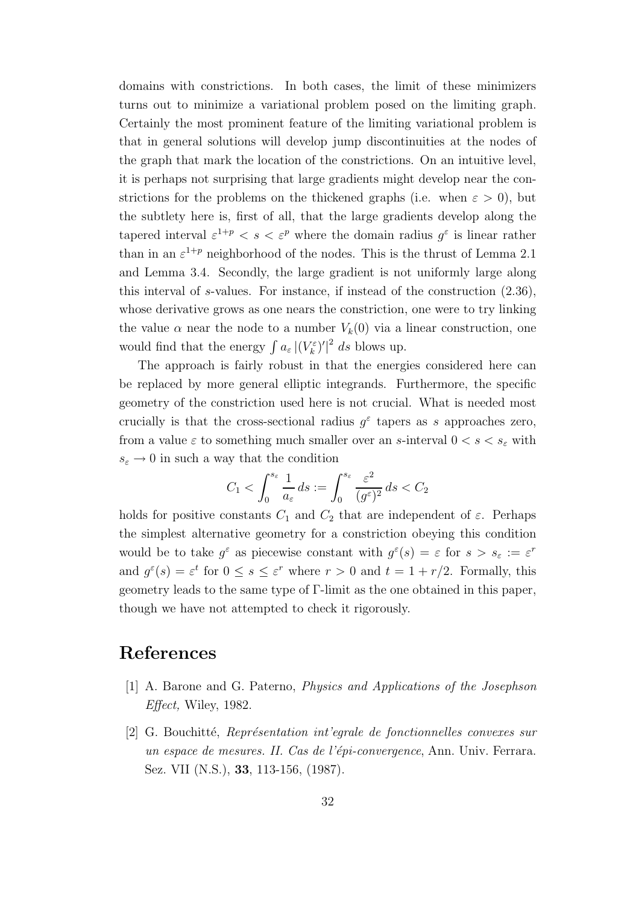domains with constrictions. In both cases, the limit of these minimizers turns out to minimize a variational problem posed on the limiting graph. Certainly the most prominent feature of the limiting variational problem is that in general solutions will develop jump discontinuities at the nodes of the graph that mark the location of the constrictions. On an intuitive level, it is perhaps not surprising that large gradients might develop near the constrictions for the problems on the thickened graphs (i.e. when $\varepsilon > 0$), but the subtlety here is, first of all, that the large gradients develop along the tapered interval $\varepsilon^{1+p} < s < \varepsilon^p$ where the domain radius $g^\varepsilon$ is linear rather than in an $\varepsilon^{1+p}$ neighborhood of the nodes. This is the thrust of Lemma 2.1 and Lemma 3.4. Secondly, the large gradient is not uniformly large along this interval of $s$-values. For instance, if instead of the construction (2.36), whose derivative grows as one nears the constriction, one were to try linking the value $\alpha$ near the node to a number $V_k(0)$ via a linear construction, one would find that the energy $\int a_\varepsilon \, |(V_k^\varepsilon)'|^2 \, ds$ blows up.

The approach is fairly robust in that the energies considered here can be replaced by more general elliptic integrands. Furthermore, the specific geometry of the constriction used here is not crucial. What is needed most crucially is that the cross-sectional radius $g^\varepsilon$ tapers as $s$ approaches zero, from a value $\varepsilon$ to something much smaller over an $s$-interval $0 < s < s_\varepsilon$ with $s_\varepsilon \to 0$ in such a way that the condition

$$C_1 < \int_0^{s_\varepsilon} \frac{1}{a_\varepsilon} \, ds := \int_0^{s_\varepsilon} \frac{\varepsilon^2}{(g^\varepsilon)^2} \, ds < C_2$$

holds for positive constants $C_1$ and $C_2$ that are independent of $\varepsilon$. Perhaps the simplest alternative geometry for a constriction obeying this condition would be to take $g^\varepsilon$ as piecewise constant with $g^\varepsilon(s) = \varepsilon$ for $s > s_\varepsilon := \varepsilon^r$ and $g^\varepsilon(s) = \varepsilon^t$ for $0 \leq s \leq \varepsilon^r$ where $r > 0$ and $t = 1 + r/2$. Formally, this geometry leads to the same type of $\Gamma$-limit as the one obtained in this paper, though we have not attempted to check it rigorously.

# References

[1] A. Barone and G. Paterno, *Physics and Applications of the Josephson Effect,* Wiley, 1982.

[2] G. Bouchitté, *Représentation int'egrale de fonctionnelles convexes sur un espace de mesures. II. Cas de l'épi-convergence*, Ann. Univ. Ferrara. Sez. VII (N.S.), **33**, 113-156, (1987).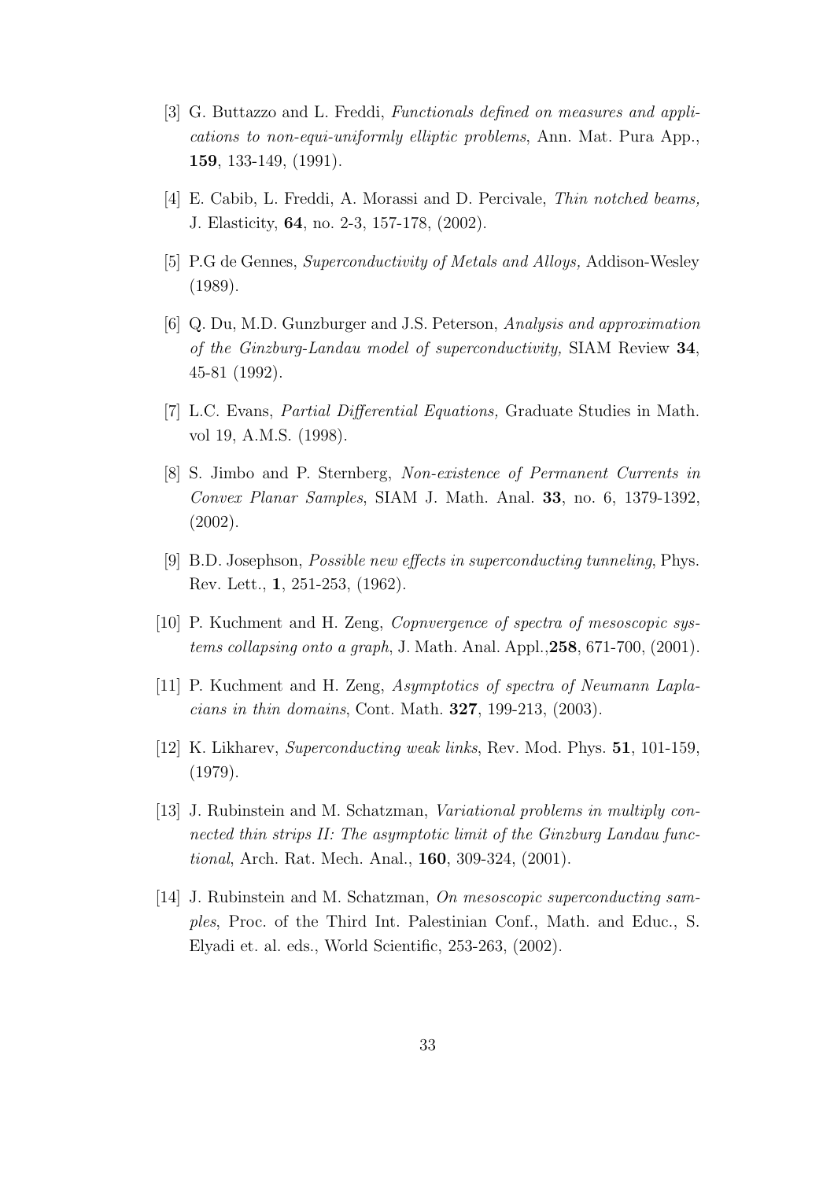[3] G. Buttazzo and L. Freddi, *Functionals defined on measures and applications to non-equi-uniformly elliptic problems*, Ann. Mat. Pura App., **159**, 133-149, (1991).

[4] E. Cabib, L. Freddi, A. Morassi and D. Percivale, *Thin notched beams,* J. Elasticity, **64**, no. 2-3, 157-178, (2002).

[5] P.G de Gennes, *Superconductivity of Metals and Alloys,* Addison-Wesley (1989).

[6] Q. Du, M.D. Gunzburger and J.S. Peterson, *Analysis and approximation of the Ginzburg-Landau model of superconductivity,* SIAM Review **34**, 45-81 (1992).

[7] L.C. Evans, *Partial Differential Equations,* Graduate Studies in Math. vol 19, A.M.S. (1998).

[8] S. Jimbo and P. Sternberg, *Non-existence of Permanent Currents in Convex Planar Samples*, SIAM J. Math. Anal. **33**, no. 6, 1379-1392, (2002).

[9] B.D. Josephson, *Possible new effects in superconducting tunneling*, Phys. Rev. Lett., **1**, 251-253, (1962).

[10] P. Kuchment and H. Zeng, *Copnvergence of spectra of mesoscopic systems collapsing onto a graph*, J. Math. Anal. Appl.,**258**, 671-700, (2001).

[11] P. Kuchment and H. Zeng, *Asymptotics of spectra of Neumann Laplacians in thin domains*, Cont. Math. **327**, 199-213, (2003).

[12] K. Likharev, *Superconducting weak links*, Rev. Mod. Phys. **51**, 101-159, (1979).

[13] J. Rubinstein and M. Schatzman, *Variational problems in multiply connected thin strips II: The asymptotic limit of the Ginzburg Landau functional*, Arch. Rat. Mech. Anal., **160**, 309-324, (2001).

[14] J. Rubinstein and M. Schatzman, *On mesoscopic superconducting samples*, Proc. of the Third Int. Palestinian Conf., Math. and Educ., S. Elyadi et. al. eds., World Scientific, 253-263, (2002).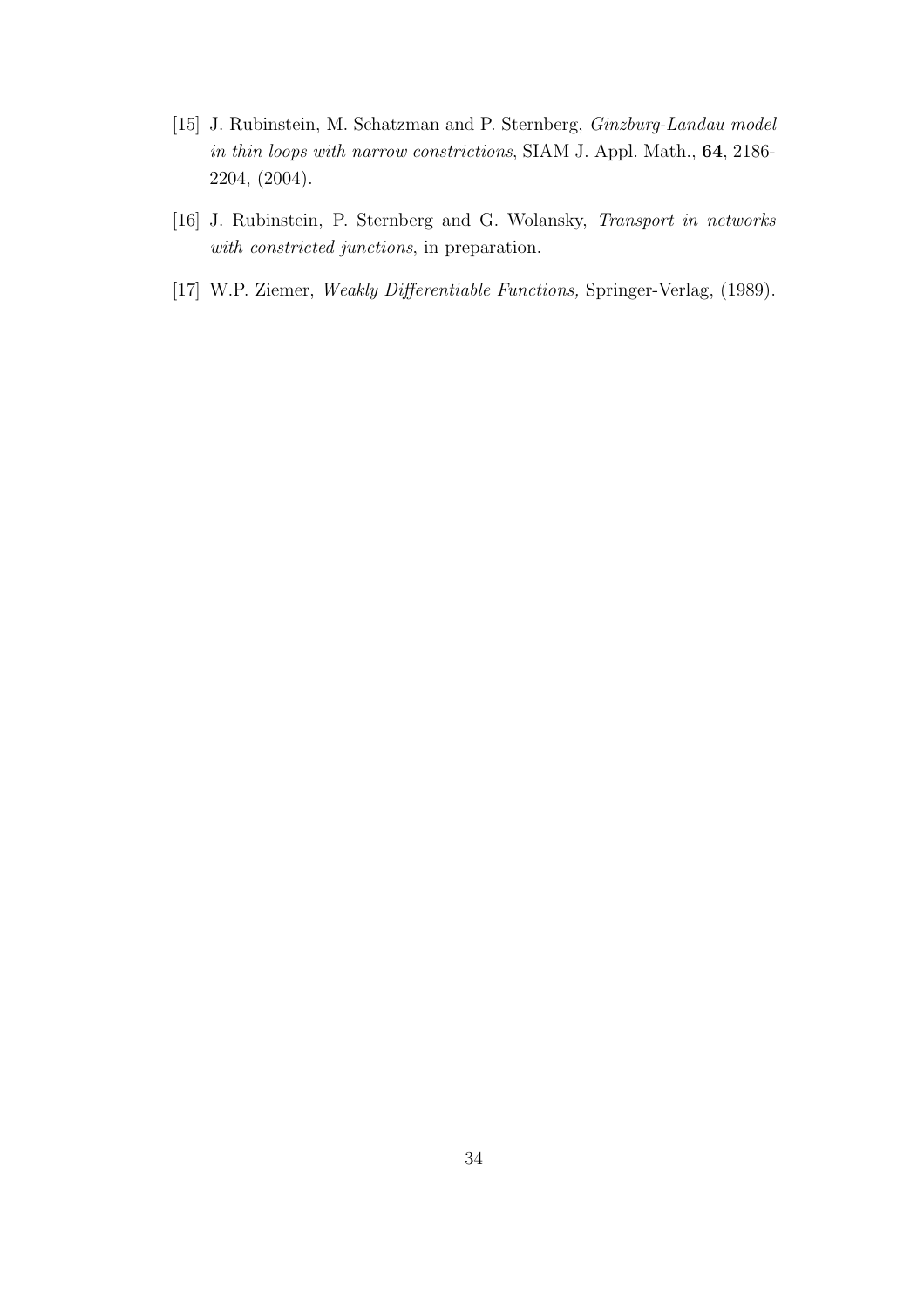[15] J. Rubinstein, M. Schatzman and P. Sternberg, *Ginzburg-Landau model in thin loops with narrow constrictions*, SIAM J. Appl. Math., **64**, 2186-2204, (2004).

[16] J. Rubinstein, P. Sternberg and G. Wolansky, *Transport in networks with constricted junctions*, in preparation.

[17] W.P. Ziemer, *Weakly Differentiable Functions,* Springer-Verlag, (1989).